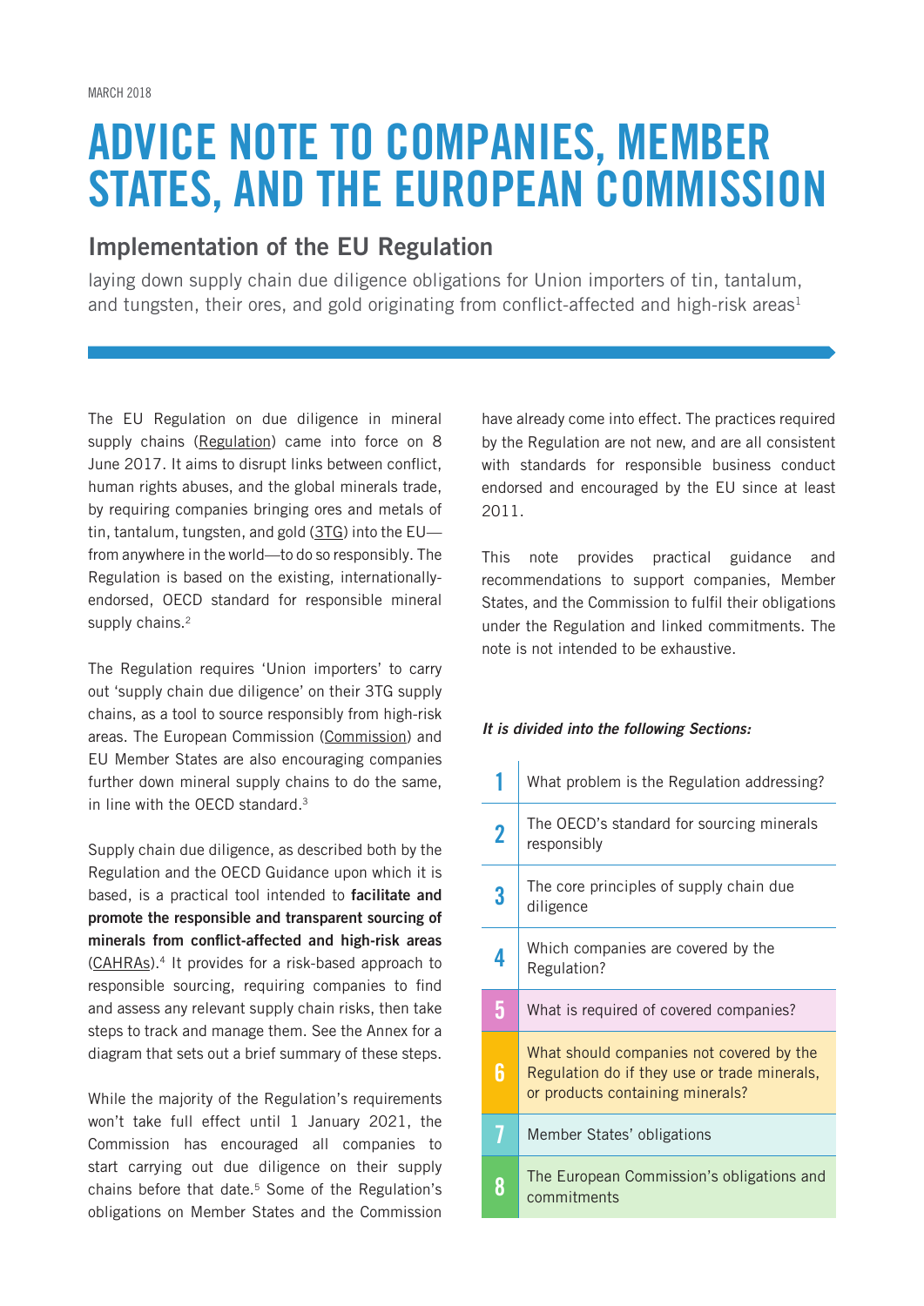MARCH 2018

# ADVICE NOTE TO COMPANIES, MEMBER STATES, AND THE EUROPEAN COMMISSION

## Implementation of the EU Regulation

laying down supply chain due diligence obligations for Union importers of tin, tantalum, and tungsten, their ores, and gold originating from conflict-affected and high-risk areas[1]

The EU Regulation on due diligence in mineral supply chains (Regulation) came into force on 8 June 2017. It aims to disrupt links between conflict, human rights abuses, and the global minerals trade, by requiring companies bringing ores and metals of tin, tantalum, tungsten, and gold (3TG) into the EU—from anywhere in the world—to do so responsibly. The Regulation is based on the existing, internationally-endorsed, OECD standard for responsible mineral supply chains.[2]

The Regulation requires 'Union importers' to carry out 'supply chain due diligence' on their 3TG supply chains, as a tool to source responsibly from high-risk areas. The European Commission (Commission) and EU Member States are also encouraging companies further down mineral supply chains to do the same, in line with the OECD standard.[3]

Supply chain due diligence, as described both by the Regulation and the OECD Guidance upon which it is based, is a practical tool intended to **facilitate and promote the responsible and transparent sourcing of minerals from conflict-affected and high-risk areas** (CAHRAs).[4] It provides for a risk-based approach to responsible sourcing, requiring companies to find and assess any relevant supply chain risks, then take steps to track and manage them. See the Annex for a diagram that sets out a brief summary of these steps.

While the majority of the Regulation's requirements won't take full effect until 1 January 2021, the Commission has encouraged all companies to start carrying out due diligence on their supply chains before that date.[5] Some of the Regulation's obligations on Member States and the Commission have already come into effect. The practices required by the Regulation are not new, and are all consistent with standards for responsible business conduct endorsed and encouraged by the EU since at least 2011.

This note provides practical guidance and recommendations to support companies, Member States, and the Commission to fulfil their obligations under the Regulation and linked commitments. The note is not intended to be exhaustive.

***It is divided into the following Sections:***

| | |
|---|---|
| 1 | What problem is the Regulation addressing? |
| 2 | The OECD's standard for sourcing minerals responsibly |
| 3 | The core principles of supply chain due diligence |
| 4 | Which companies are covered by the Regulation? |
| 5 | What is required of covered companies? |
| 6 | What should companies not covered by the Regulation do if they use or trade minerals, or products containing minerals? |
| 7 | Member States' obligations |
| 8 | The European Commission's obligations and commitments |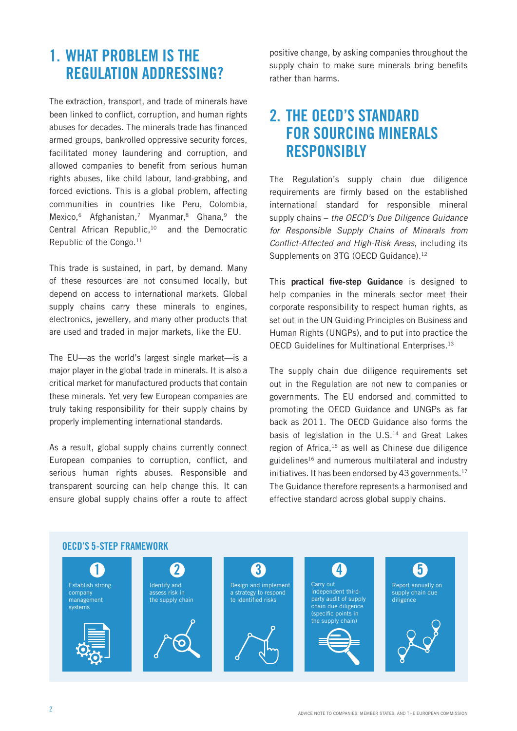## 1. WHAT PROBLEM IS THE REGULATION ADDRESSING?

The extraction, transport, and trade of minerals have been linked to conflict, corruption, and human rights abuses for decades. The minerals trade has financed armed groups, bankrolled oppressive security forces, facilitated money laundering and corruption, and allowed companies to benefit from serious human rights abuses, like child labour, land-grabbing, and forced evictions. This is a global problem, affecting communities in countries like Peru, Colombia, Mexico,[6] Afghanistan,[7] Myanmar,[8] Ghana,[9] the Central African Republic,[10] and the Democratic Republic of the Congo.[11]

This trade is sustained, in part, by demand. Many of these resources are not consumed locally, but depend on access to international markets. Global supply chains carry these minerals to engines, electronics, jewellery, and many other products that are used and traded in major markets, like the EU.

The EU—as the world's largest single market—is a major player in the global trade in minerals. It is also a critical market for manufactured products that contain these minerals. Yet very few European companies are truly taking responsibility for their supply chains by properly implementing international standards.

As a result, global supply chains currently connect European companies to corruption, conflict, and serious human rights abuses. Responsible and transparent sourcing can help change this. It can ensure global supply chains offer a route to affect positive change, by asking companies throughout the supply chain to make sure minerals bring benefits rather than harms.

## 2. THE OECD'S STANDARD FOR SOURCING MINERALS RESPONSIBLY

The Regulation's supply chain due diligence requirements are firmly based on the established international standard for responsible mineral supply chains – *the OECD's Due Diligence Guidance for Responsible Supply Chains of Minerals from Conflict-Affected and High-Risk Areas*, including its Supplements on 3TG (OECD Guidance).[12]

This **practical five-step Guidance** is designed to help companies in the minerals sector meet their corporate responsibility to respect human rights, as set out in the UN Guiding Principles on Business and Human Rights (UNGPs), and to put into practice the OECD Guidelines for Multinational Enterprises.[13]

The supply chain due diligence requirements set out in the Regulation are not new to companies or governments. The EU endorsed and committed to promoting the OECD Guidance and UNGPs as far back as 2011. The OECD Guidance also forms the basis of legislation in the U.S.[14] and Great Lakes region of Africa,[15] as well as Chinese due diligence guidelines[16] and numerous multilateral and industry initiatives. It has been endorsed by 43 governments.[17] The Guidance therefore represents a harmonised and effective standard across global supply chains.

### OECD'S 5-STEP FRAMEWORK

1. Establish strong company management systems
2. Identify and assess risk in the supply chain
3. Design and implement a strategy to respond to identified risks
4. Carry out independent third-party audit of supply chain due diligence (specific points in the supply chain)
5. Report annually on supply chain due diligence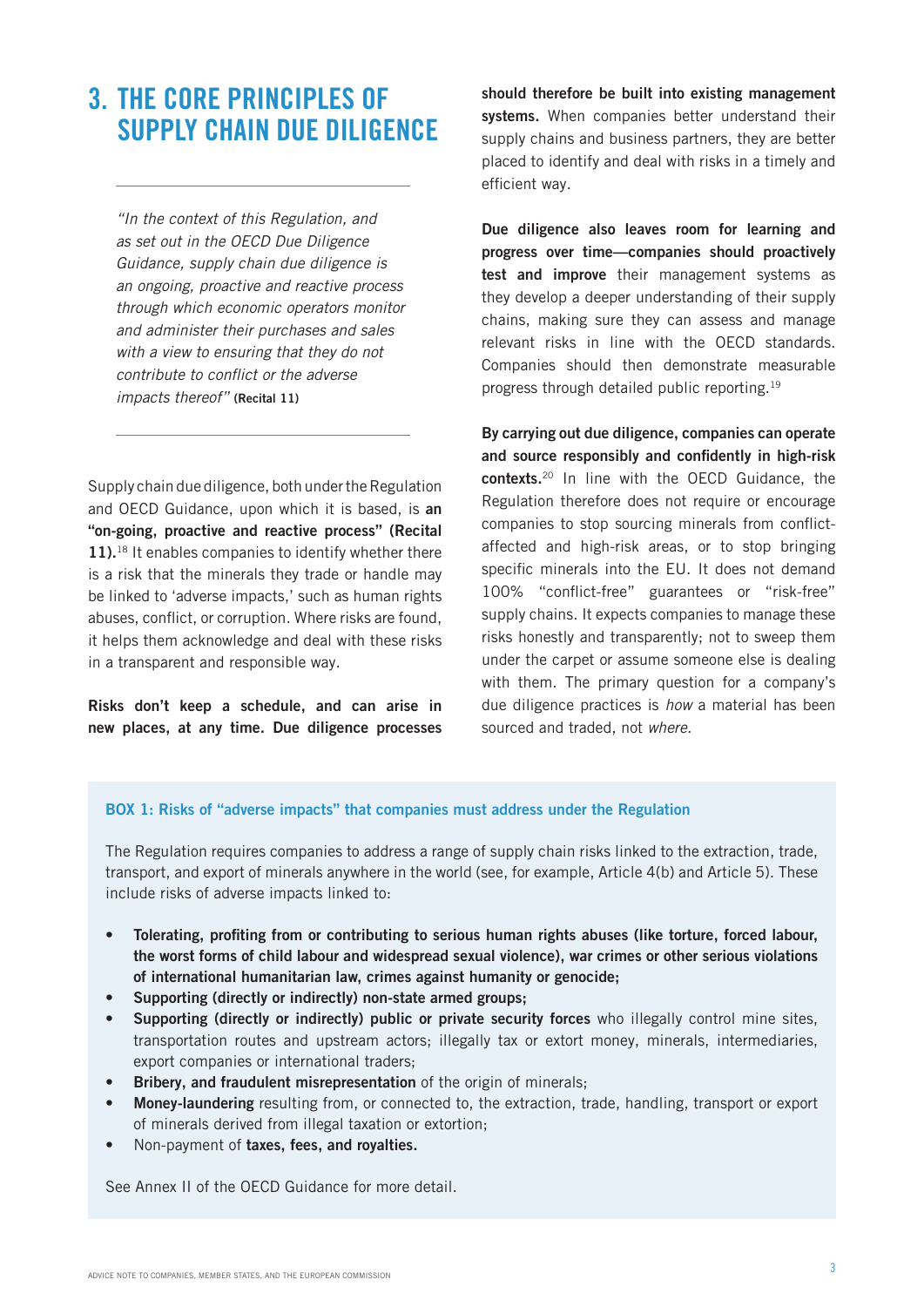## 3. THE CORE PRINCIPLES OF SUPPLY CHAIN DUE DILIGENCE

> *"In the context of this Regulation, and as set out in the OECD Due Diligence Guidance, supply chain due diligence is an ongoing, proactive and reactive process through which economic operators monitor and administer their purchases and sales with a view to ensuring that they do not contribute to conflict or the adverse impacts thereof"* **(Recital 11)**

Supply chain due diligence, both under the Regulation and OECD Guidance, upon which it is based, is **an "on-going, proactive and reactive process" (Recital 11).**[18] It enables companies to identify whether there is a risk that the minerals they trade or handle may be linked to 'adverse impacts,' such as human rights abuses, conflict, or corruption. Where risks are found, it helps them acknowledge and deal with these risks in a transparent and responsible way.

**Risks don't keep a schedule, and can arise in new places, at any time. Due diligence processes should therefore be built into existing management systems.** When companies better understand their supply chains and business partners, they are better placed to identify and deal with risks in a timely and efficient way.

**Due diligence also leaves room for learning and progress over time—companies should proactively test and improve** their management systems as they develop a deeper understanding of their supply chains, making sure they can assess and manage relevant risks in line with the OECD standards. Companies should then demonstrate measurable progress through detailed public reporting.[19]

**By carrying out due diligence, companies can operate and source responsibly and confidently in high-risk contexts.**[20] In line with the OECD Guidance, the Regulation therefore does not require or encourage companies to stop sourcing minerals from conflict-affected and high-risk areas, or to stop bringing specific minerals into the EU. It does not demand 100% "conflict-free" guarantees or "risk-free" supply chains. It expects companies to manage these risks honestly and transparently; not to sweep them under the carpet or assume someone else is dealing with them. The primary question for a company's due diligence practices is *how* a material has been sourced and traded, not *where*.

### BOX 1: Risks of "adverse impacts" that companies must address under the Regulation

The Regulation requires companies to address a range of supply chain risks linked to the extraction, trade, transport, and export of minerals anywhere in the world (see, for example, Article 4(b) and Article 5). These include risks of adverse impacts linked to:

- **Tolerating, profiting from or contributing to serious human rights abuses (like torture, forced labour, the worst forms of child labour and widespread sexual violence), war crimes or other serious violations of international humanitarian law, crimes against humanity or genocide;**
- **Supporting (directly or indirectly) non-state armed groups;**
- **Supporting (directly or indirectly) public or private security forces** who illegally control mine sites, transportation routes and upstream actors; illegally tax or extort money, minerals, intermediaries, export companies or international traders;
- **Bribery, and fraudulent misrepresentation** of the origin of minerals;
- **Money-laundering** resulting from, or connected to, the extraction, trade, handling, transport or export of minerals derived from illegal taxation or extortion;
- Non-payment of **taxes, fees, and royalties.**

See Annex II of the OECD Guidance for more detail.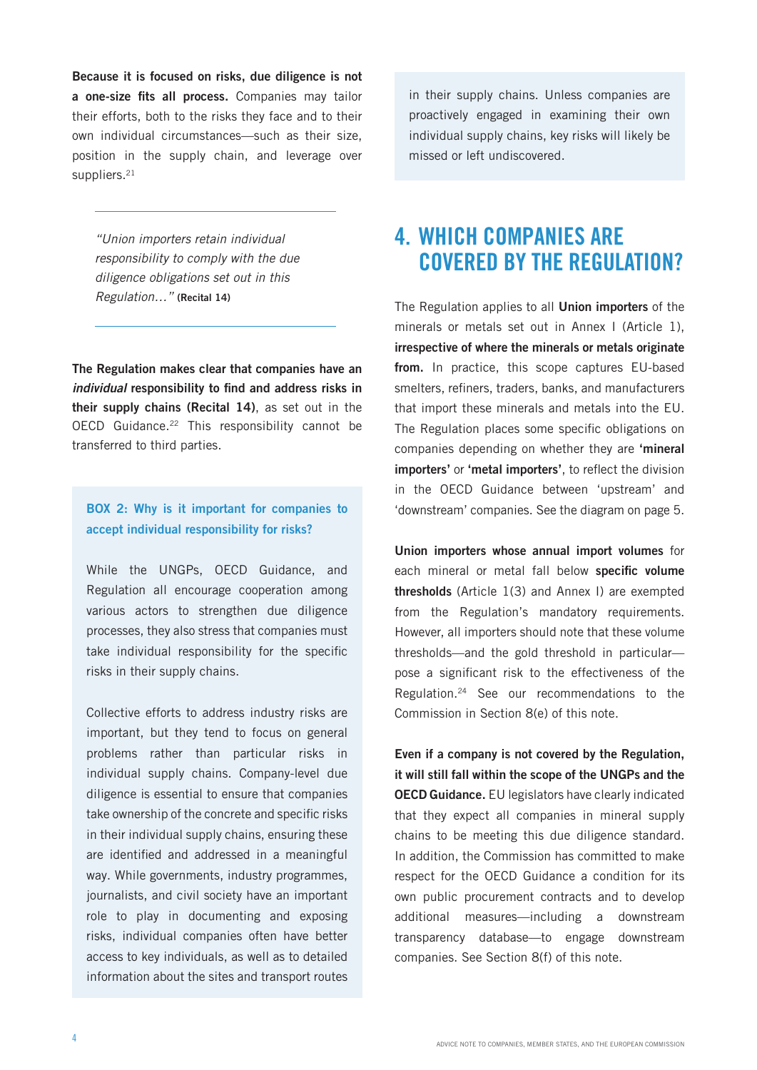**Because it is focused on risks, due diligence is not a one-size fits all process.** Companies may tailor their efforts, both to the risks they face and to their own individual circumstances—such as their size, position in the supply chain, and leverage over suppliers.[21]

> *"Union importers retain individual responsibility to comply with the due diligence obligations set out in this Regulation…"* **(Recital 14)**

**The Regulation makes clear that companies have an *individual* responsibility to find and address risks in their supply chains (Recital 14)**, as set out in the OECD Guidance.[22] This responsibility cannot be transferred to third parties.

**BOX 2: Why is it important for companies to accept individual responsibility for risks?**

While the UNGPs, OECD Guidance, and Regulation all encourage cooperation among various actors to strengthen due diligence processes, they also stress that companies must take individual responsibility for the specific risks in their supply chains.

Collective efforts to address industry risks are important, but they tend to focus on general problems rather than particular risks in individual supply chains. Company-level due diligence is essential to ensure that companies take ownership of the concrete and specific risks in their individual supply chains, ensuring these are identified and addressed in a meaningful way. While governments, industry programmes, journalists, and civil society have an important role to play in documenting and exposing risks, individual companies often have better access to key individuals, as well as to detailed information about the sites and transport routes in their supply chains. Unless companies are proactively engaged in examining their own individual supply chains, key risks will likely be missed or left undiscovered.

## 4. WHICH COMPANIES ARE COVERED BY THE REGULATION?

The Regulation applies to all **Union importers** of the minerals or metals set out in Annex I (Article 1), **irrespective of where the minerals or metals originate from.** In practice, this scope captures EU-based smelters, refiners, traders, banks, and manufacturers that import these minerals and metals into the EU. The Regulation places some specific obligations on companies depending on whether they are **'mineral importers'** or **'metal importers'**, to reflect the division in the OECD Guidance between 'upstream' and 'downstream' companies. See the diagram on page 5.

**Union importers whose annual import volumes** for each mineral or metal fall below **specific volume thresholds** (Article 1(3) and Annex I) are exempted from the Regulation's mandatory requirements. However, all importers should note that these volume thresholds—and the gold threshold in particular—pose a significant risk to the effectiveness of the Regulation.[24] See our recommendations to the Commission in Section 8(e) of this note.

**Even if a company is not covered by the Regulation, it will still fall within the scope of the UNGPs and the OECD Guidance.** EU legislators have clearly indicated that they expect all companies in mineral supply chains to be meeting this due diligence standard. In addition, the Commission has committed to make respect for the OECD Guidance a condition for its own public procurement contracts and to develop additional measures—including a downstream transparency database—to engage downstream companies. See Section 8(f) of this note.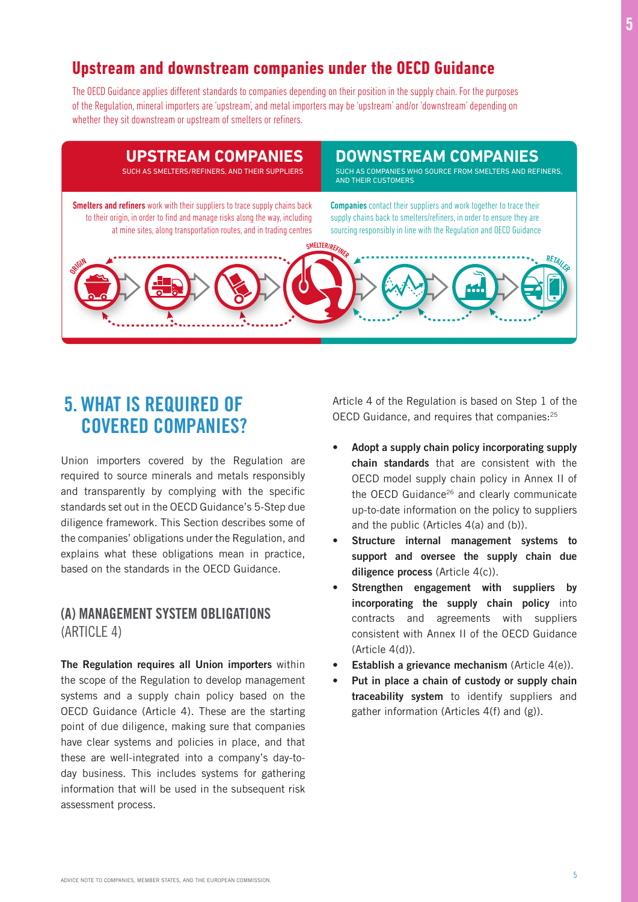## Upstream and downstream companies under the OECD Guidance

The OECD Guidance applies different standards to companies depending on their position in the supply chain. For the purposes of the Regulation, mineral importers are 'upstream', and metal importers may be 'upstream' and/or 'downstream' depending on whether they sit downstream or upstream of smelters or refiners.

**UPSTREAM COMPANIES**
SUCH AS SMELTERS/REFINERS, AND THEIR SUPPLIERS

**Smelters and refiners** work with their suppliers to trace supply chains back to their origin, in order to find and manage risks along the way, including at mine sites, along transportation routes, and in trading centres

**DOWNSTREAM COMPANIES**
SUCH AS COMPANIES WHO SOURCE FROM SMELTERS AND REFINERS, AND THEIR CUSTOMERS

**Companies** contact their suppliers and work together to trace their supply chains back to smelters/refiners, in order to ensure they are sourcing responsibly in line with the Regulation and OECD Guidance

ORIGIN — SMELTER/REFINER — RETAILER

## 5. WHAT IS REQUIRED OF COVERED COMPANIES?

Union importers covered by the Regulation are required to source minerals and metals responsibly and transparently by complying with the specific standards set out in the OECD Guidance's 5-Step due diligence framework. This Section describes some of the companies' obligations under the Regulation, and explains what these obligations mean in practice, based on the standards in the OECD Guidance.

### (A) MANAGEMENT SYSTEM OBLIGATIONS (ARTICLE 4)

**The Regulation requires all Union importers** within the scope of the Regulation to develop management systems and a supply chain policy based on the OECD Guidance (Article 4). These are the starting point of due diligence, making sure that companies have clear systems and policies in place, and that these are well-integrated into a company's day-to-day business. This includes systems for gathering information that will be used in the subsequent risk assessment process.

Article 4 of the Regulation is based on Step 1 of the OECD Guidance, and requires that companies:[25]

- **Adopt a supply chain policy incorporating supply chain standards** that are consistent with the OECD model supply chain policy in Annex II of the OECD Guidance[26] and clearly communicate up-to-date information on the policy to suppliers and the public (Articles 4(a) and (b)).
- **Structure internal management systems to support and oversee the supply chain due diligence process** (Article 4(c)).
- **Strengthen engagement with suppliers by incorporating the supply chain policy** into contracts and agreements with suppliers consistent with Annex II of the OECD Guidance (Article 4(d)).
- **Establish a grievance mechanism** (Article 4(e)).
- **Put in place a chain of custody or supply chain traceability system** to identify suppliers and gather information (Articles 4(f) and (g)).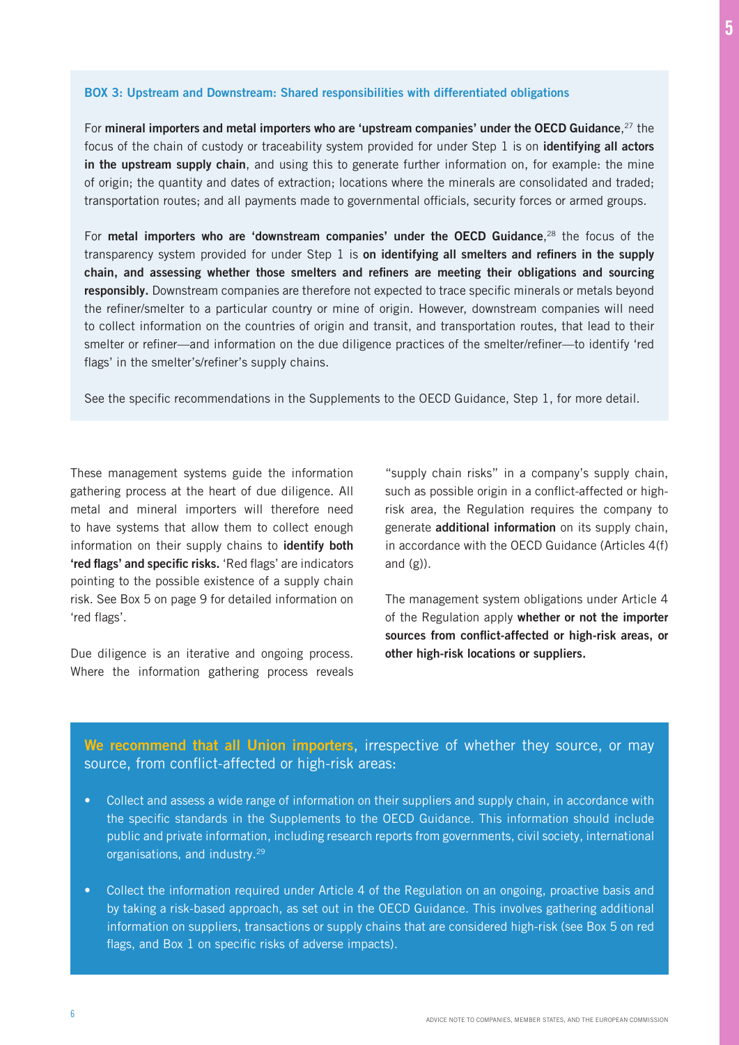**BOX 3: Upstream and Downstream: Shared responsibilities with differentiated obligations**

For **mineral importers and metal importers who are 'upstream companies' under the OECD Guidance**,[27] the focus of the chain of custody or traceability system provided for under Step 1 is on **identifying all actors in the upstream supply chain**, and using this to generate further information on, for example: the mine of origin; the quantity and dates of extraction; locations where the minerals are consolidated and traded; transportation routes; and all payments made to governmental officials, security forces or armed groups.

For **metal importers who are 'downstream companies' under the OECD Guidance**,[28] the focus of the transparency system provided for under Step 1 is **on identifying all smelters and refiners in the supply chain, and assessing whether those smelters and refiners are meeting their obligations and sourcing responsibly.** Downstream companies are therefore not expected to trace specific minerals or metals beyond the refiner/smelter to a particular country or mine of origin. However, downstream companies will need to collect information on the countries of origin and transit, and transportation routes, that lead to their smelter or refiner—and information on the due diligence practices of the smelter/refiner—to identify 'red flags' in the smelter's/refiner's supply chains.

See the specific recommendations in the Supplements to the OECD Guidance, Step 1, for more detail.

These management systems guide the information gathering process at the heart of due diligence. All metal and mineral importers will therefore need to have systems that allow them to collect enough information on their supply chains to **identify both 'red flags' and specific risks.** 'Red flags' are indicators pointing to the possible existence of a supply chain risk. See Box 5 on page 9 for detailed information on 'red flags'.

Due diligence is an iterative and ongoing process. Where the information gathering process reveals "supply chain risks" in a company's supply chain, such as possible origin in a conflict-affected or high-risk area, the Regulation requires the company to generate **additional information** on its supply chain, in accordance with the OECD Guidance (Articles 4(f) and (g)).

The management system obligations under Article 4 of the Regulation apply **whether or not the importer sources from conflict-affected or high-risk areas, or other high-risk locations or suppliers.**

**We recommend that all Union importers**, irrespective of whether they source, or may source, from conflict-affected or high-risk areas:

- Collect and assess a wide range of information on their suppliers and supply chain, in accordance with the specific standards in the Supplements to the OECD Guidance. This information should include public and private information, including research reports from governments, civil society, international organisations, and industry.[29]
- Collect the information required under Article 4 of the Regulation on an ongoing, proactive basis and by taking a risk-based approach, as set out in the OECD Guidance. This involves gathering additional information on suppliers, transactions or supply chains that are considered high-risk (see Box 5 on red flags, and Box 1 on specific risks of adverse impacts).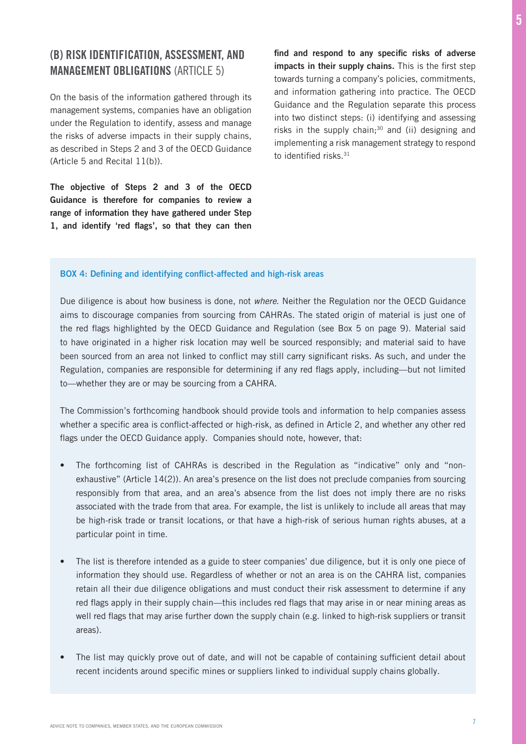## (B) RISK IDENTIFICATION, ASSESSMENT, AND MANAGEMENT OBLIGATIONS (ARTICLE 5)

On the basis of the information gathered through its management systems, companies have an obligation under the Regulation to identify, assess and manage the risks of adverse impacts in their supply chains, as described in Steps 2 and 3 of the OECD Guidance (Article 5 and Recital 11(b)).

**The objective of Steps 2 and 3 of the OECD Guidance is therefore for companies to review a range of information they have gathered under Step 1, and identify 'red flags', so that they can then find and respond to any specific risks of adverse impacts in their supply chains.** This is the first step towards turning a company's policies, commitments, and information gathering into practice. The OECD Guidance and the Regulation separate this process into two distinct steps: (i) identifying and assessing risks in the supply chain;[30] and (ii) designing and implementing a risk management strategy to respond to identified risks.[31]

### BOX 4: Defining and identifying conflict-affected and high-risk areas

Due diligence is about how business is done, not *where*. Neither the Regulation nor the OECD Guidance aims to discourage companies from sourcing from CAHRAs. The stated origin of material is just one of the red flags highlighted by the OECD Guidance and Regulation (see Box 5 on page 9). Material said to have originated in a higher risk location may well be sourced responsibly; and material said to have been sourced from an area not linked to conflict may still carry significant risks. As such, and under the Regulation, companies are responsible for determining if any red flags apply, including—but not limited to—whether they are or may be sourcing from a CAHRA.

The Commission's forthcoming handbook should provide tools and information to help companies assess whether a specific area is conflict-affected or high-risk, as defined in Article 2, and whether any other red flags under the OECD Guidance apply. Companies should note, however, that:

- The forthcoming list of CAHRAs is described in the Regulation as "indicative" only and "non-exhaustive" (Article 14(2)). An area's presence on the list does not preclude companies from sourcing responsibly from that area, and an area's absence from the list does not imply there are no risks associated with the trade from that area. For example, the list is unlikely to include all areas that may be high-risk trade or transit locations, or that have a high-risk of serious human rights abuses, at a particular point in time.
- The list is therefore intended as a guide to steer companies' due diligence, but it is only one piece of information they should use. Regardless of whether or not an area is on the CAHRA list, companies retain all their due diligence obligations and must conduct their risk assessment to determine if any red flags apply in their supply chain—this includes red flags that may arise in or near mining areas as well red flags that may arise further down the supply chain (e.g. linked to high-risk suppliers or transit areas).
- The list may quickly prove out of date, and will not be capable of containing sufficient detail about recent incidents around specific mines or suppliers linked to individual supply chains globally.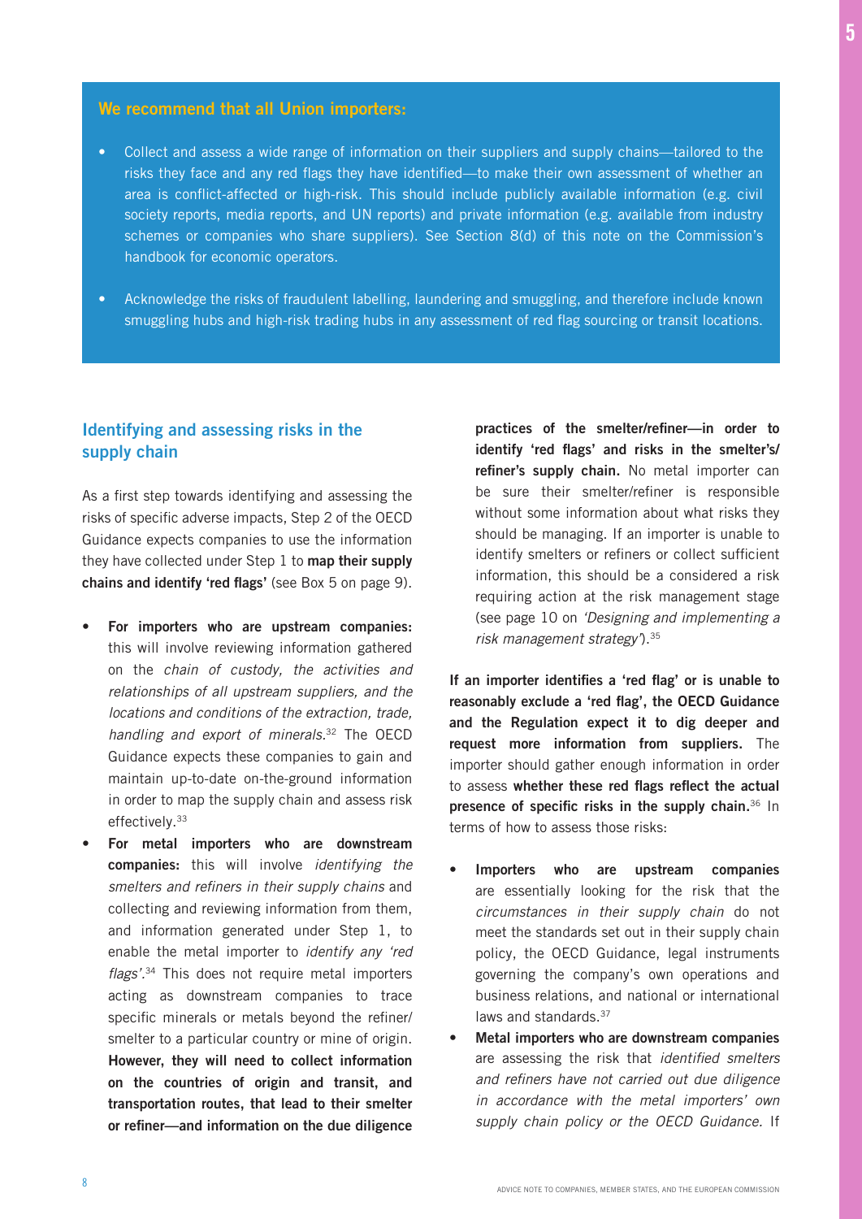**We recommend that all Union importers:**

- Collect and assess a wide range of information on their suppliers and supply chains—tailored to the risks they face and any red flags they have identified—to make their own assessment of whether an area is conflict-affected or high-risk. This should include publicly available information (e.g. civil society reports, media reports, and UN reports) and private information (e.g. available from industry schemes or companies who share suppliers). See Section 8(d) of this note on the Commission's handbook for economic operators.
- Acknowledge the risks of fraudulent labelling, laundering and smuggling, and therefore include known smuggling hubs and high-risk trading hubs in any assessment of red flag sourcing or transit locations.

## Identifying and assessing risks in the supply chain

As a first step towards identifying and assessing the risks of specific adverse impacts, Step 2 of the OECD Guidance expects companies to use the information they have collected under Step 1 to **map their supply chains and identify 'red flags'** (see Box 5 on page 9).

- **For importers who are upstream companies:** this will involve reviewing information gathered on the *chain of custody, the activities and relationships of all upstream suppliers, and the locations and conditions of the extraction, trade, handling and export of minerals.*[32] The OECD Guidance expects these companies to gain and maintain up-to-date on-the-ground information in order to map the supply chain and assess risk effectively.[33]
- **For metal importers who are downstream companies:** this will involve *identifying the smelters and refiners in their supply chains* and collecting and reviewing information from them, and information generated under Step 1, to enable the metal importer to *identify any 'red flags'*.[34] This does not require metal importers acting as downstream companies to trace specific minerals or metals beyond the refiner/smelter to a particular country or mine of origin. **However, they will need to collect information on the countries of origin and transit, and transportation routes, that lead to their smelter or refiner—and information on the due diligence practices of the smelter/refiner—in order to identify 'red flags' and risks in the smelter's/refiner's supply chain.** No metal importer can be sure their smelter/refiner is responsible without some information about what risks they should be managing. If an importer is unable to identify smelters or refiners or collect sufficient information, this should be a considered a risk requiring action at the risk management stage (see page 10 on *'Designing and implementing a risk management strategy'*).[35]

**If an importer identifies a 'red flag' or is unable to reasonably exclude a 'red flag', the OECD Guidance and the Regulation expect it to dig deeper and request more information from suppliers.** The importer should gather enough information in order to assess **whether these red flags reflect the actual presence of specific risks in the supply chain.**[36] In terms of how to assess those risks:

- **Importers who are upstream companies** are essentially looking for the risk that the *circumstances in their supply chain* do not meet the standards set out in their supply chain policy, the OECD Guidance, legal instruments governing the company's own operations and business relations, and national or international laws and standards.[37]
- **Metal importers who are downstream companies** are assessing the risk that *identified smelters and refiners have not carried out due diligence in accordance with the metal importers' own supply chain policy or the OECD Guidance.* If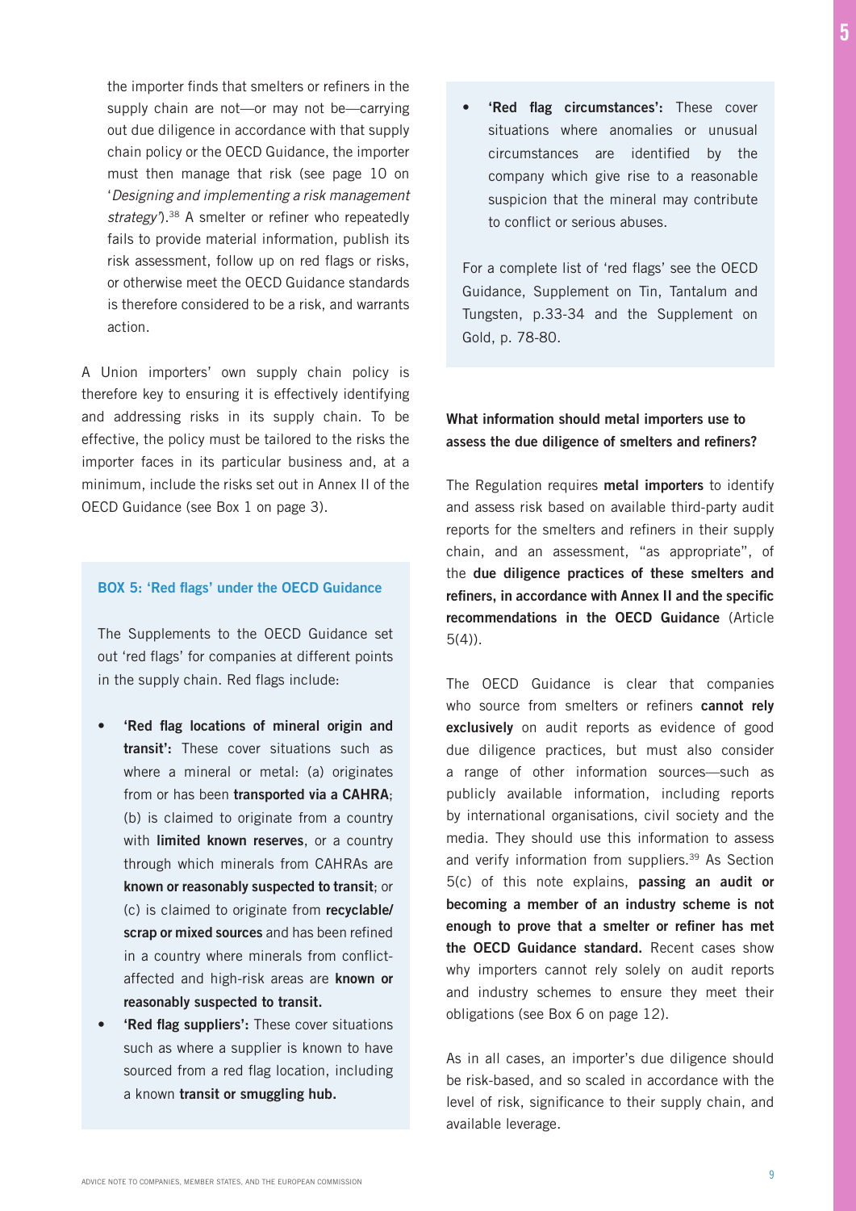the importer finds that smelters or refiners in the supply chain are not—or may not be—carrying out due diligence in accordance with that supply chain policy or the OECD Guidance, the importer must then manage that risk (see page 10 on '*Designing and implementing a risk management strategy*').[38] A smelter or refiner who repeatedly fails to provide material information, publish its risk assessment, follow up on red flags or risks, or otherwise meet the OECD Guidance standards is therefore considered to be a risk, and warrants action.

A Union importers' own supply chain policy is therefore key to ensuring it is effectively identifying and addressing risks in its supply chain. To be effective, the policy must be tailored to the risks the importer faces in its particular business and, at a minimum, include the risks set out in Annex II of the OECD Guidance (see Box 1 on page 3).

### BOX 5: 'Red flags' under the OECD Guidance

The Supplements to the OECD Guidance set out 'red flags' for companies at different points in the supply chain. Red flags include:

- **'Red flag locations of mineral origin and transit':** These cover situations such as where a mineral or metal: (a) originates from or has been **transported via a CAHRA**; (b) is claimed to originate from a country with **limited known reserves**, or a country through which minerals from CAHRAs are **known or reasonably suspected to transit**; or (c) is claimed to originate from **recyclable/ scrap or mixed sources** and has been refined in a country where minerals from conflict-affected and high-risk areas are **known or reasonably suspected to transit.**
- **'Red flag suppliers':** These cover situations such as where a supplier is known to have sourced from a red flag location, including a known **transit or smuggling hub.**
- **'Red flag circumstances':** These cover situations where anomalies or unusual circumstances are identified by the company which give rise to a reasonable suspicion that the mineral may contribute to conflict or serious abuses.

For a complete list of 'red flags' see the OECD Guidance, Supplement on Tin, Tantalum and Tungsten, p.33-34 and the Supplement on Gold, p. 78-80.

### What information should metal importers use to assess the due diligence of smelters and refiners?

The Regulation requires **metal importers** to identify and assess risk based on available third-party audit reports for the smelters and refiners in their supply chain, and an assessment, "as appropriate", of the **due diligence practices of these smelters and refiners, in accordance with Annex II and the specific recommendations in the OECD Guidance** (Article 5(4)).

The OECD Guidance is clear that companies who source from smelters or refiners **cannot rely exclusively** on audit reports as evidence of good due diligence practices, but must also consider a range of other information sources—such as publicly available information, including reports by international organisations, civil society and the media. They should use this information to assess and verify information from suppliers.[39] As Section 5(c) of this note explains, **passing an audit or becoming a member of an industry scheme is not enough to prove that a smelter or refiner has met the OECD Guidance standard.** Recent cases show why importers cannot rely solely on audit reports and industry schemes to ensure they meet their obligations (see Box 6 on page 12).

As in all cases, an importer's due diligence should be risk-based, and so scaled in accordance with the level of risk, significance to their supply chain, and available leverage.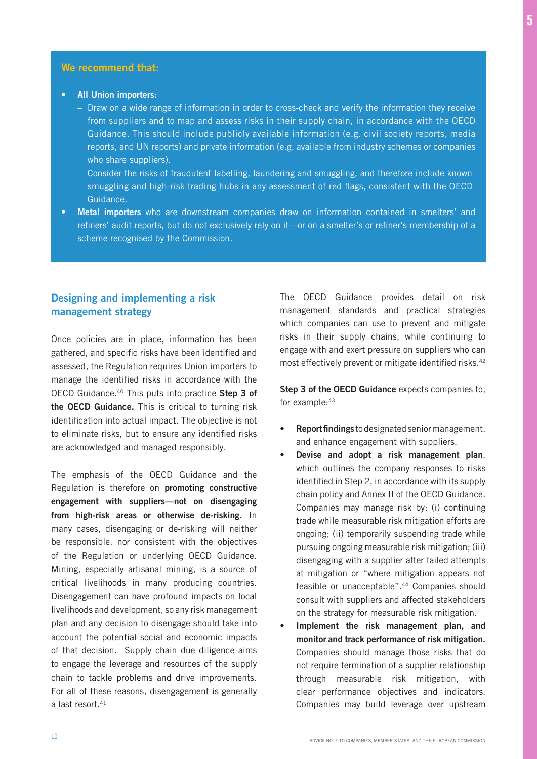**We recommend that:**

- **All Union importers:**
  - Draw on a wide range of information in order to cross-check and verify the information they receive from suppliers and to map and assess risks in their supply chain, in accordance with the OECD Guidance. This should include publicly available information (e.g. civil society reports, media reports, and UN reports) and private information (e.g. available from industry schemes or companies who share suppliers).
  - Consider the risks of fraudulent labelling, laundering and smuggling, and therefore include known smuggling and high-risk trading hubs in any assessment of red flags, consistent with the OECD Guidance.
- **Metal importers** who are downstream companies draw on information contained in smelters' and refiners' audit reports, but do not exclusively rely on it—or on a smelter's or refiner's membership of a scheme recognised by the Commission.

## Designing and implementing a risk management strategy

Once policies are in place, information has been gathered, and specific risks have been identified and assessed, the Regulation requires Union importers to manage the identified risks in accordance with the OECD Guidance.[40] This puts into practice **Step 3 of the OECD Guidance.** This is critical to turning risk identification into actual impact. The objective is not to eliminate risks, but to ensure any identified risks are acknowledged and managed responsibly.

The emphasis of the OECD Guidance and the Regulation is therefore on **promoting constructive engagement with suppliers—not on disengaging from high-risk areas or otherwise de-risking.** In many cases, disengaging or de-risking will neither be responsible, nor consistent with the objectives of the Regulation or underlying OECD Guidance. Mining, especially artisanal mining, is a source of critical livelihoods in many producing countries. Disengagement can have profound impacts on local livelihoods and development, so any risk management plan and any decision to disengage should take into account the potential social and economic impacts of that decision. Supply chain due diligence aims to engage the leverage and resources of the supply chain to tackle problems and drive improvements. For all of these reasons, disengagement is generally a last resort.[41]

The OECD Guidance provides detail on risk management standards and practical strategies which companies can use to prevent and mitigate risks in their supply chains, while continuing to engage with and exert pressure on suppliers who can most effectively prevent or mitigate identified risks.[42]

**Step 3 of the OECD Guidance** expects companies to, for example:[43]

- **Report findings** to designated senior management, and enhance engagement with suppliers.
- **Devise and adopt a risk management plan**, which outlines the company responses to risks identified in Step 2, in accordance with its supply chain policy and Annex II of the OECD Guidance. Companies may manage risk by: (i) continuing trade while measurable risk mitigation efforts are ongoing; (ii) temporarily suspending trade while pursuing ongoing measurable risk mitigation; (iii) disengaging with a supplier after failed attempts at mitigation or "where mitigation appears not feasible or unacceptable".[44] Companies should consult with suppliers and affected stakeholders on the strategy for measurable risk mitigation.
- **Implement the risk management plan, and monitor and track performance of risk mitigation.** Companies should manage those risks that do not require termination of a supplier relationship through measurable risk mitigation, with clear performance objectives and indicators. Companies may build leverage over upstream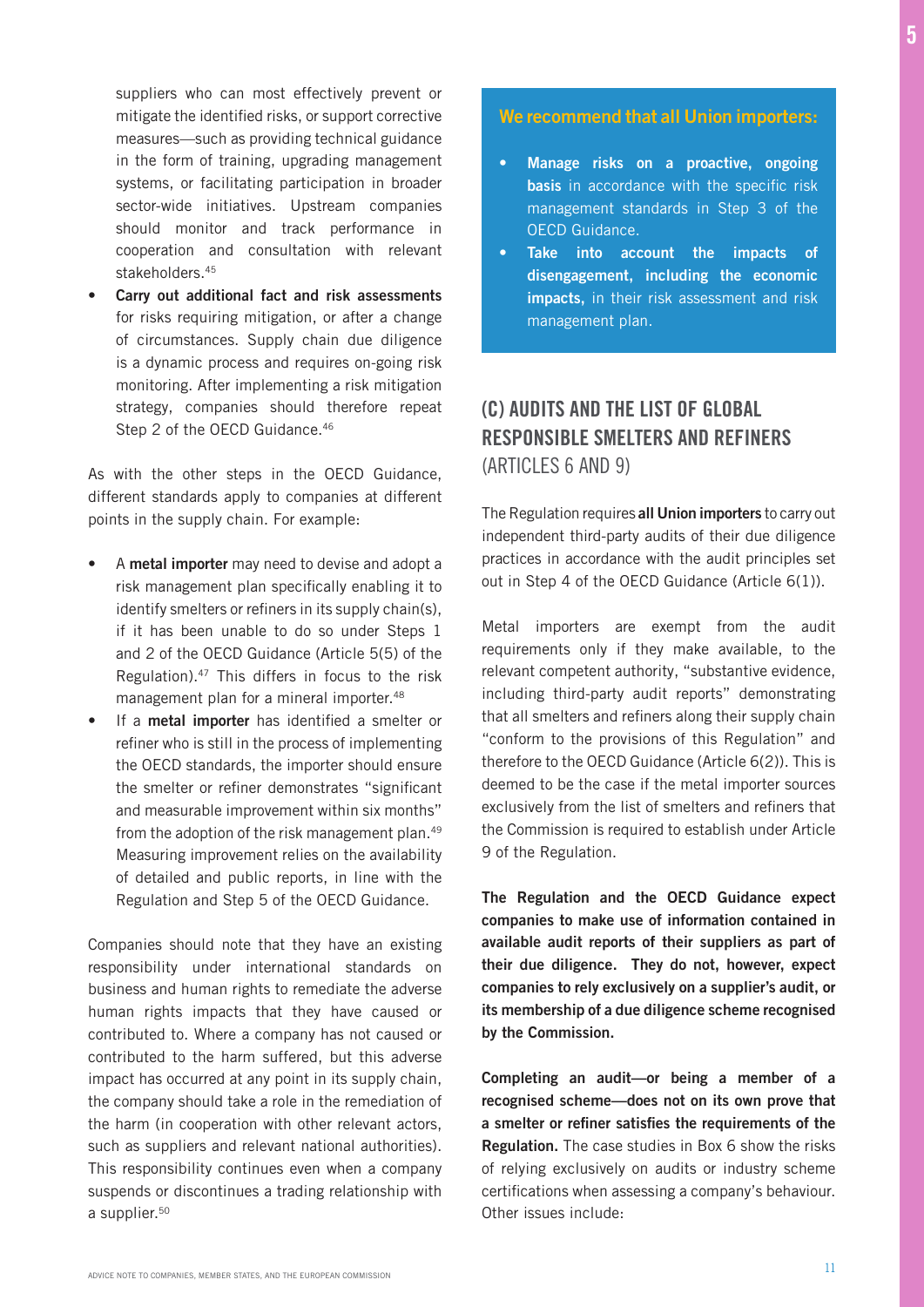suppliers who can most effectively prevent or mitigate the identified risks, or support corrective measures—such as providing technical guidance in the form of training, upgrading management systems, or facilitating participation in broader sector-wide initiatives. Upstream companies should monitor and track performance in cooperation and consultation with relevant stakeholders.[45]

- **Carry out additional fact and risk assessments** for risks requiring mitigation, or after a change of circumstances. Supply chain due diligence is a dynamic process and requires on-going risk monitoring. After implementing a risk mitigation strategy, companies should therefore repeat Step 2 of the OECD Guidance.[46]

As with the other steps in the OECD Guidance, different standards apply to companies at different points in the supply chain. For example:

- A **metal importer** may need to devise and adopt a risk management plan specifically enabling it to identify smelters or refiners in its supply chain(s), if it has been unable to do so under Steps 1 and 2 of the OECD Guidance (Article 5(5) of the Regulation).[47] This differs in focus to the risk management plan for a mineral importer.[48]
- If a **metal importer** has identified a smelter or refiner who is still in the process of implementing the OECD standards, the importer should ensure the smelter or refiner demonstrates "significant and measurable improvement within six months" from the adoption of the risk management plan.[49] Measuring improvement relies on the availability of detailed and public reports, in line with the Regulation and Step 5 of the OECD Guidance.

Companies should note that they have an existing responsibility under international standards on business and human rights to remediate the adverse human rights impacts that they have caused or contributed to. Where a company has not caused or contributed to the harm suffered, but this adverse impact has occurred at any point in its supply chain, the company should take a role in the remediation of the harm (in cooperation with other relevant actors, such as suppliers and relevant national authorities). This responsibility continues even when a company suspends or discontinues a trading relationship with a supplier.[50]

**We recommend that all Union importers:**

- **Manage risks on a proactive, ongoing basis** in accordance with the specific risk management standards in Step 3 of the OECD Guidance.
- **Take into account the impacts of disengagement, including the economic impacts,** in their risk assessment and risk management plan.

## (C) AUDITS AND THE LIST OF GLOBAL RESPONSIBLE SMELTERS AND REFINERS (ARTICLES 6 AND 9)

The Regulation requires **all Union importers** to carry out independent third-party audits of their due diligence practices in accordance with the audit principles set out in Step 4 of the OECD Guidance (Article 6(1)).

Metal importers are exempt from the audit requirements only if they make available, to the relevant competent authority, "substantive evidence, including third-party audit reports" demonstrating that all smelters and refiners along their supply chain "conform to the provisions of this Regulation" and therefore to the OECD Guidance (Article 6(2)). This is deemed to be the case if the metal importer sources exclusively from the list of smelters and refiners that the Commission is required to establish under Article 9 of the Regulation.

**The Regulation and the OECD Guidance expect companies to make use of information contained in available audit reports of their suppliers as part of their due diligence. They do not, however, expect companies to rely exclusively on a supplier's audit, or its membership of a due diligence scheme recognised by the Commission.**

**Completing an audit—or being a member of a recognised scheme—does not on its own prove that a smelter or refiner satisfies the requirements of the Regulation.** The case studies in Box 6 show the risks of relying exclusively on audits or industry scheme certifications when assessing a company's behaviour. Other issues include: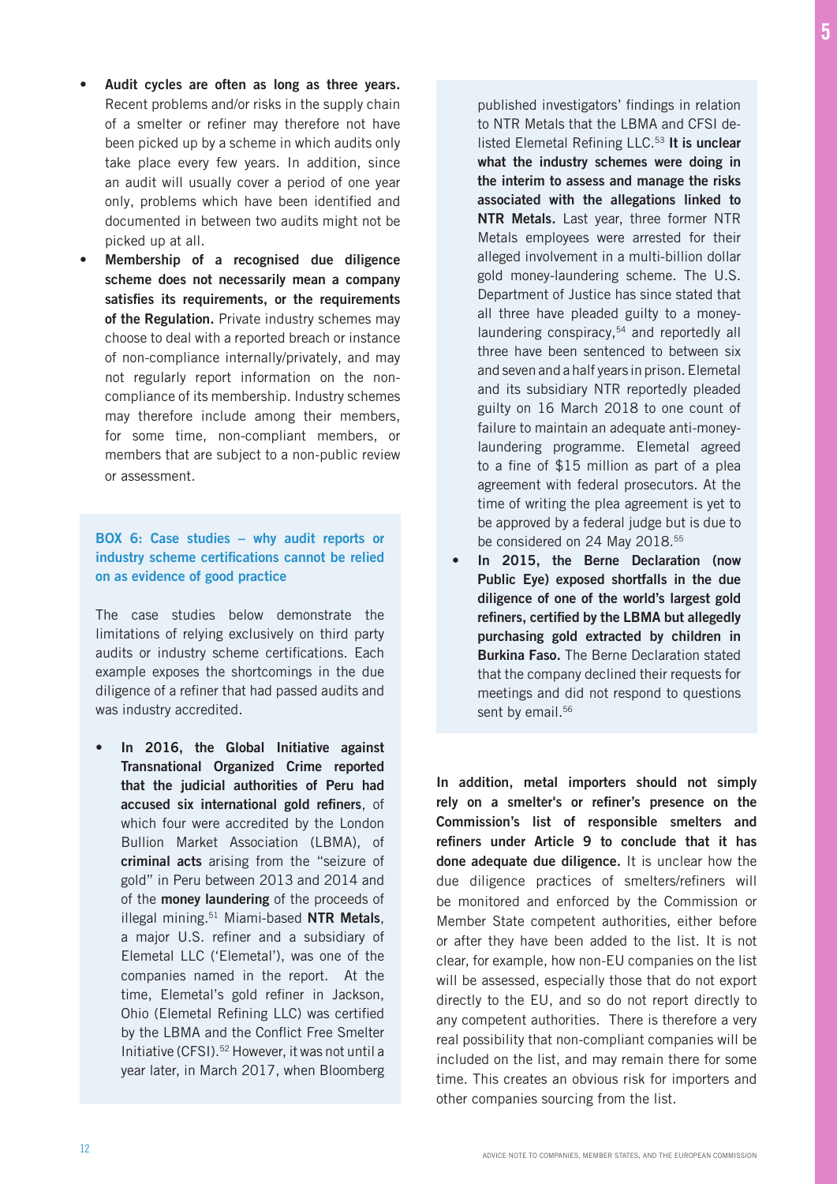- **Audit cycles are often as long as three years.** Recent problems and/or risks in the supply chain of a smelter or refiner may therefore not have been picked up by a scheme in which audits only take place every few years. In addition, since an audit will usually cover a period of one year only, problems which have been identified and documented in between two audits might not be picked up at all.
- **Membership of a recognised due diligence scheme does not necessarily mean a company satisfies its requirements, or the requirements of the Regulation.** Private industry schemes may choose to deal with a reported breach or instance of non-compliance internally/privately, and may not regularly report information on the non-compliance of its membership. Industry schemes may therefore include among their members, for some time, non-compliant members, or members that are subject to a non-public review or assessment.

### BOX 6: Case studies – why audit reports or industry scheme certifications cannot be relied on as evidence of good practice

The case studies below demonstrate the limitations of relying exclusively on third party audits or industry scheme certifications. Each example exposes the shortcomings in the due diligence of a refiner that had passed audits and was industry accredited.

- **In 2016, the Global Initiative against Transnational Organized Crime reported that the judicial authorities of Peru had accused six international gold refiners**, of which four were accredited by the London Bullion Market Association (LBMA), of **criminal acts** arising from the "seizure of gold" in Peru between 2013 and 2014 and of the **money laundering** of the proceeds of illegal mining.[51] Miami-based **NTR Metals**, a major U.S. refiner and a subsidiary of Elemetal LLC ('Elemetal'), was one of the companies named in the report. At the time, Elemetal's gold refiner in Jackson, Ohio (Elemetal Refining LLC) was certified by the LBMA and the Conflict Free Smelter Initiative (CFSI).[52] However, it was not until a year later, in March 2017, when Bloomberg published investigators' findings in relation to NTR Metals that the LBMA and CFSI de-listed Elemetal Refining LLC.[53] **It is unclear what the industry schemes were doing in the interim to assess and manage the risks associated with the allegations linked to NTR Metals.** Last year, three former NTR Metals employees were arrested for their alleged involvement in a multi-billion dollar gold money-laundering scheme. The U.S. Department of Justice has since stated that all three have pleaded guilty to a money-laundering conspiracy,[54] and reportedly all three have been sentenced to between six and seven and a half years in prison. Elemetal and its subsidiary NTR reportedly pleaded guilty on 16 March 2018 to one count of failure to maintain an adequate anti-money-laundering programme. Elemetal agreed to a fine of $15 million as part of a plea agreement with federal prosecutors. At the time of writing the plea agreement is yet to be approved by a federal judge but is due to be considered on 24 May 2018.[55]
- **In 2015, the Berne Declaration (now Public Eye) exposed shortfalls in the due diligence of one of the world's largest gold refiners, certified by the LBMA but allegedly purchasing gold extracted by children in Burkina Faso.** The Berne Declaration stated that the company declined their requests for meetings and did not respond to questions sent by email.[56]

**In addition, metal importers should not simply rely on a smelter's or refiner's presence on the Commission's list of responsible smelters and refiners under Article 9 to conclude that it has done adequate due diligence.** It is unclear how the due diligence practices of smelters/refiners will be monitored and enforced by the Commission or Member State competent authorities, either before or after they have been added to the list. It is not clear, for example, how non-EU companies on the list will be assessed, especially those that do not export directly to the EU, and so do not report directly to any competent authorities. There is therefore a very real possibility that non-compliant companies will be included on the list, and may remain there for some time. This creates an obvious risk for importers and other companies sourcing from the list.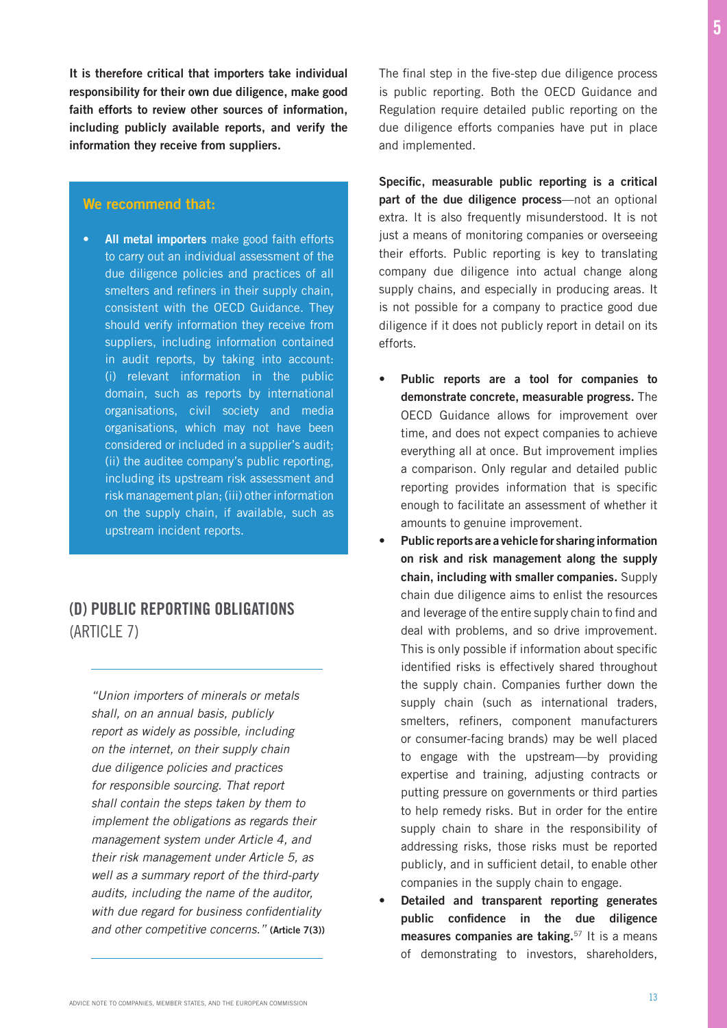**It is therefore critical that importers take individual responsibility for their own due diligence, make good faith efforts to review other sources of information, including publicly available reports, and verify the information they receive from suppliers.**

**We recommend that:**

- **All metal importers** make good faith efforts to carry out an individual assessment of the due diligence policies and practices of all smelters and refiners in their supply chain, consistent with the OECD Guidance. They should verify information they receive from suppliers, including information contained in audit reports, by taking into account: (i) relevant information in the public domain, such as reports by international organisations, civil society and media organisations, which may not have been considered or included in a supplier's audit; (ii) the auditee company's public reporting, including its upstream risk assessment and risk management plan; (iii) other information on the supply chain, if available, such as upstream incident reports.

## (D) PUBLIC REPORTING OBLIGATIONS (ARTICLE 7)

*"Union importers of minerals or metals shall, on an annual basis, publicly report as widely as possible, including on the internet, on their supply chain due diligence policies and practices for responsible sourcing. That report shall contain the steps taken by them to implement the obligations as regards their management system under Article 4, and their risk management under Article 5, as well as a summary report of the third-party audits, including the name of the auditor, with due regard for business confidentiality and other competitive concerns."* **(Article 7(3))**

The final step in the five-step due diligence process is public reporting. Both the OECD Guidance and Regulation require detailed public reporting on the due diligence efforts companies have put in place and implemented.

**Specific, measurable public reporting is a critical part of the due diligence process**—not an optional extra. It is also frequently misunderstood. It is not just a means of monitoring companies or overseeing their efforts. Public reporting is key to translating company due diligence into actual change along supply chains, and especially in producing areas. It is not possible for a company to practice good due diligence if it does not publicly report in detail on its efforts.

- **Public reports are a tool for companies to demonstrate concrete, measurable progress.** The OECD Guidance allows for improvement over time, and does not expect companies to achieve everything all at once. But improvement implies a comparison. Only regular and detailed public reporting provides information that is specific enough to facilitate an assessment of whether it amounts to genuine improvement.
- **Public reports are a vehicle for sharing information on risk and risk management along the supply chain, including with smaller companies.** Supply chain due diligence aims to enlist the resources and leverage of the entire supply chain to find and deal with problems, and so drive improvement. This is only possible if information about specific identified risks is effectively shared throughout the supply chain. Companies further down the supply chain (such as international traders, smelters, refiners, component manufacturers or consumer-facing brands) may be well placed to engage with the upstream—by providing expertise and training, adjusting contracts or putting pressure on governments or third parties to help remedy risks. But in order for the entire supply chain to share in the responsibility of addressing risks, those risks must be reported publicly, and in sufficient detail, to enable other companies in the supply chain to engage.
- **Detailed and transparent reporting generates public confidence in the due diligence measures companies are taking.**[57] It is a means of demonstrating to investors, shareholders,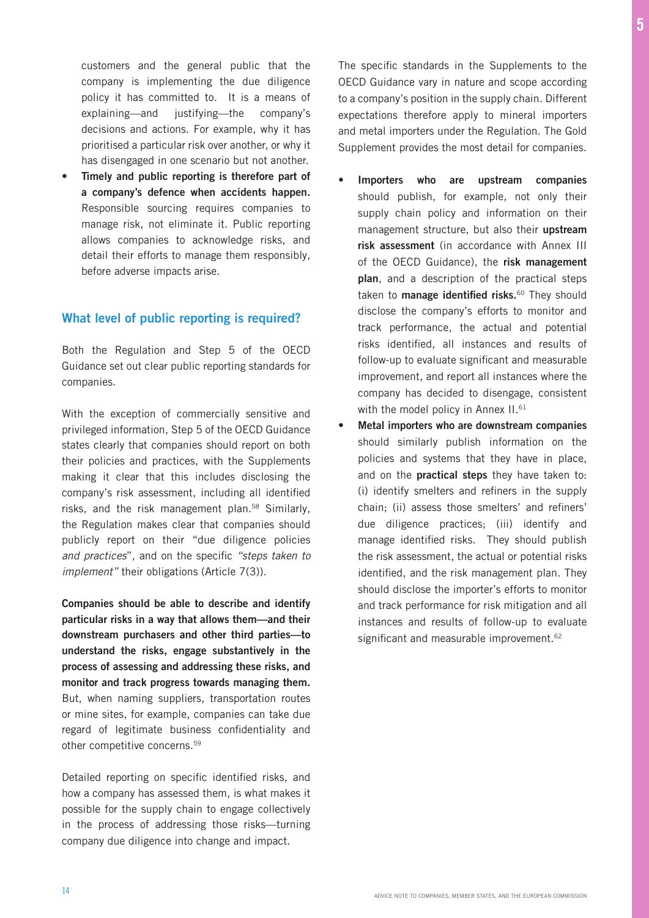customers and the general public that the company is implementing the due diligence policy it has committed to. It is a means of explaining—and justifying—the company's decisions and actions. For example, why it has prioritised a particular risk over another, or why it has disengaged in one scenario but not another.

- **Timely and public reporting is therefore part of a company's defence when accidents happen.** Responsible sourcing requires companies to manage risk, not eliminate it. Public reporting allows companies to acknowledge risks, and detail their efforts to manage them responsibly, before adverse impacts arise.

## What level of public reporting is required?

Both the Regulation and Step 5 of the OECD Guidance set out clear public reporting standards for companies.

With the exception of commercially sensitive and privileged information, Step 5 of the OECD Guidance states clearly that companies should report on both their policies and practices, with the Supplements making it clear that this includes disclosing the company's risk assessment, including all identified risks, and the risk management plan.[58] Similarly, the Regulation makes clear that companies should publicly report on their "due diligence policies *and practices*", and on the specific *"steps taken to implement"* their obligations (Article 7(3)).

**Companies should be able to describe and identify particular risks in a way that allows them—and their downstream purchasers and other third parties—to understand the risks, engage substantively in the process of assessing and addressing these risks, and monitor and track progress towards managing them.** But, when naming suppliers, transportation routes or mine sites, for example, companies can take due regard of legitimate business confidentiality and other competitive concerns.[59]

Detailed reporting on specific identified risks, and how a company has assessed them, is what makes it possible for the supply chain to engage collectively in the process of addressing those risks—turning company due diligence into change and impact.

The specific standards in the Supplements to the OECD Guidance vary in nature and scope according to a company's position in the supply chain. Different expectations therefore apply to mineral importers and metal importers under the Regulation. The Gold Supplement provides the most detail for companies.

- **Importers who are upstream companies** should publish, for example, not only their supply chain policy and information on their management structure, but also their **upstream risk assessment** (in accordance with Annex III of the OECD Guidance), the **risk management plan**, and a description of the practical steps taken to **manage identified risks.**[60] They should disclose the company's efforts to monitor and track performance, the actual and potential risks identified, all instances and results of follow-up to evaluate significant and measurable improvement, and report all instances where the company has decided to disengage, consistent with the model policy in Annex II.[61]
- **Metal importers who are downstream companies** should similarly publish information on the policies and systems that they have in place, and on the **practical steps** they have taken to: (i) identify smelters and refiners in the supply chain; (ii) assess those smelters' and refiners' due diligence practices; (iii) identify and manage identified risks. They should publish the risk assessment, the actual or potential risks identified, and the risk management plan. They should disclose the importer's efforts to monitor and track performance for risk mitigation and all instances and results of follow-up to evaluate significant and measurable improvement.[62]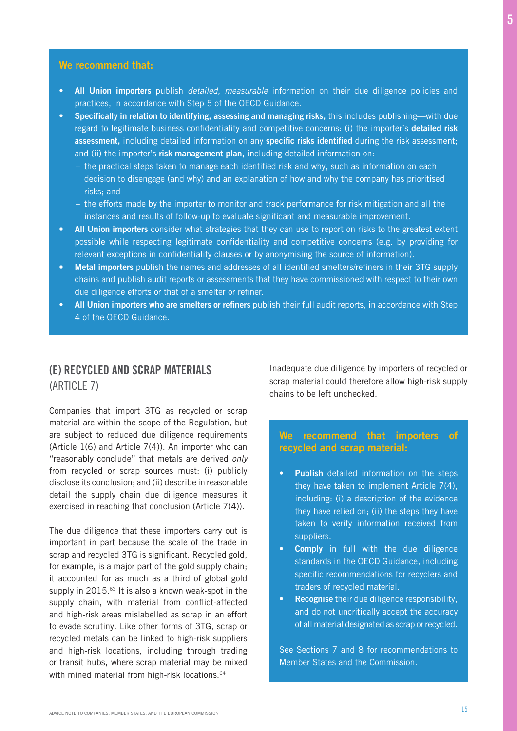**We recommend that:**

- **All Union importers** publish *detailed, measurable* information on their due diligence policies and practices, in accordance with Step 5 of the OECD Guidance.
- **Specifically in relation to identifying, assessing and managing risks,** this includes publishing—with due regard to legitimate business confidentiality and competitive concerns: (i) the importer's **detailed risk assessment,** including detailed information on any **specific risks identified** during the risk assessment; and (ii) the importer's **risk management plan,** including detailed information on:
  - the practical steps taken to manage each identified risk and why, such as information on each decision to disengage (and why) and an explanation of how and why the company has prioritised risks; and
  - the efforts made by the importer to monitor and track performance for risk mitigation and all the instances and results of follow-up to evaluate significant and measurable improvement.
- **All Union importers** consider what strategies that they can use to report on risks to the greatest extent possible while respecting legitimate confidentiality and competitive concerns (e.g. by providing for relevant exceptions in confidentiality clauses or by anonymising the source of information).
- **Metal importers** publish the names and addresses of all identified smelters/refiners in their 3TG supply chains and publish audit reports or assessments that they have commissioned with respect to their own due diligence efforts or that of a smelter or refiner.
- **All Union importers who are smelters or refiners** publish their full audit reports, in accordance with Step 4 of the OECD Guidance.

## (E) RECYCLED AND SCRAP MATERIALS (ARTICLE 7)

Companies that import 3TG as recycled or scrap material are within the scope of the Regulation, but are subject to reduced due diligence requirements (Article 1(6) and Article 7(4)). An importer who can "reasonably conclude" that metals are derived *only* from recycled or scrap sources must: (i) publicly disclose its conclusion; and (ii) describe in reasonable detail the supply chain due diligence measures it exercised in reaching that conclusion (Article 7(4)).

The due diligence that these importers carry out is important in part because the scale of the trade in scrap and recycled 3TG is significant. Recycled gold, for example, is a major part of the gold supply chain; it accounted for as much as a third of global gold supply in 2015.[63] It is also a known weak-spot in the supply chain, with material from conflict-affected and high-risk areas mislabelled as scrap in an effort to evade scrutiny. Like other forms of 3TG, scrap or recycled metals can be linked to high-risk suppliers and high-risk locations, including through trading or transit hubs, where scrap material may be mixed with mined material from high-risk locations.[64]

Inadequate due diligence by importers of recycled or scrap material could therefore allow high-risk supply chains to be left unchecked.

**We recommend that importers of recycled and scrap material:**

- **Publish** detailed information on the steps they have taken to implement Article 7(4), including: (i) a description of the evidence they have relied on; (ii) the steps they have taken to verify information received from suppliers.
- **Comply** in full with the due diligence standards in the OECD Guidance, including specific recommendations for recyclers and traders of recycled material.
- **Recognise** their due diligence responsibility, and do not uncritically accept the accuracy of all material designated as scrap or recycled.

See Sections 7 and 8 for recommendations to Member States and the Commission.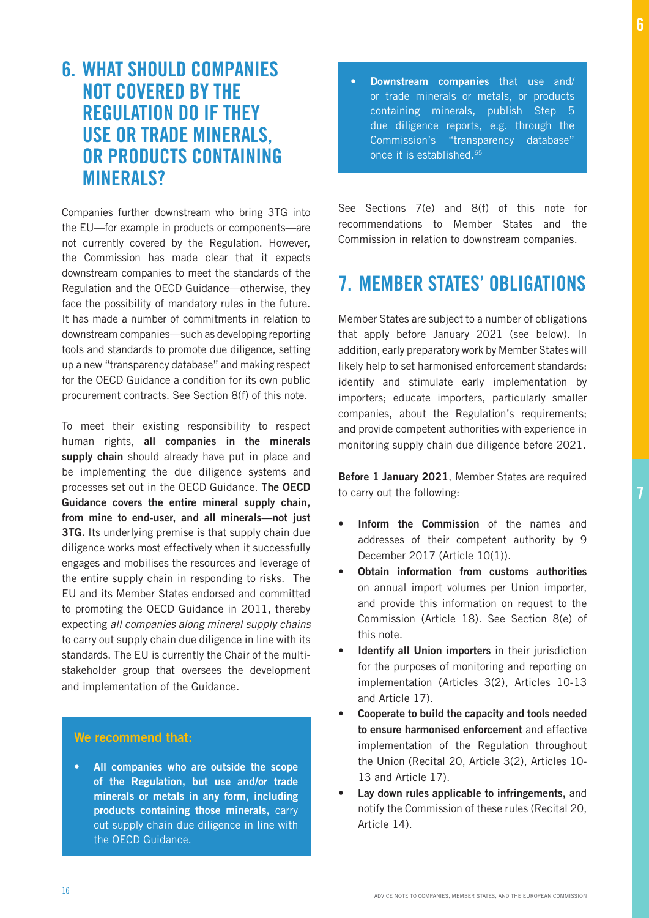## 6. WHAT SHOULD COMPANIES NOT COVERED BY THE REGULATION DO IF THEY USE OR TRADE MINERALS, OR PRODUCTS CONTAINING MINERALS?

Companies further downstream who bring 3TG into the EU—for example in products or components—are not currently covered by the Regulation. However, the Commission has made clear that it expects downstream companies to meet the standards of the Regulation and the OECD Guidance—otherwise, they face the possibility of mandatory rules in the future. It has made a number of commitments in relation to downstream companies—such as developing reporting tools and standards to promote due diligence, setting up a new "transparency database" and making respect for the OECD Guidance a condition for its own public procurement contracts. See Section 8(f) of this note.

To meet their existing responsibility to respect human rights, **all companies in the minerals supply chain** should already have put in place and be implementing the due diligence systems and processes set out in the OECD Guidance. **The OECD Guidance covers the entire mineral supply chain, from mine to end-user, and all minerals—not just 3TG.** Its underlying premise is that supply chain due diligence works most effectively when it successfully engages and mobilises the resources and leverage of the entire supply chain in responding to risks. The EU and its Member States endorsed and committed to promoting the OECD Guidance in 2011, thereby expecting *all companies along mineral supply chains* to carry out supply chain due diligence in line with its standards. The EU is currently the Chair of the multi-stakeholder group that oversees the development and implementation of the Guidance.

**We recommend that:**

- **All companies who are outside the scope of the Regulation, but use and/or trade minerals or metals in any form, including products containing those minerals,** carry out supply chain due diligence in line with the OECD Guidance.
- **Downstream companies** that use and/or trade minerals or metals, or products containing minerals, publish Step 5 due diligence reports, e.g. through the Commission's "transparency database" once it is established.[65]

See Sections 7(e) and 8(f) of this note for recommendations to Member States and the Commission in relation to downstream companies.

## 7. MEMBER STATES' OBLIGATIONS

Member States are subject to a number of obligations that apply before January 2021 (see below). In addition, early preparatory work by Member States will likely help to set harmonised enforcement standards; identify and stimulate early implementation by importers; educate importers, particularly smaller companies, about the Regulation's requirements; and provide competent authorities with experience in monitoring supply chain due diligence before 2021.

**Before 1 January 2021**, Member States are required to carry out the following:

- **Inform the Commission** of the names and addresses of their competent authority by 9 December 2017 (Article 10(1)).
- **Obtain information from customs authorities** on annual import volumes per Union importer, and provide this information on request to the Commission (Article 18). See Section 8(e) of this note.
- **Identify all Union importers** in their jurisdiction for the purposes of monitoring and reporting on implementation (Articles 3(2), Articles 10-13 and Article 17).
- **Cooperate to build the capacity and tools needed to ensure harmonised enforcement** and effective implementation of the Regulation throughout the Union (Recital 20, Article 3(2), Articles 10-13 and Article 17).
- **Lay down rules applicable to infringements,** and notify the Commission of these rules (Recital 20, Article 14).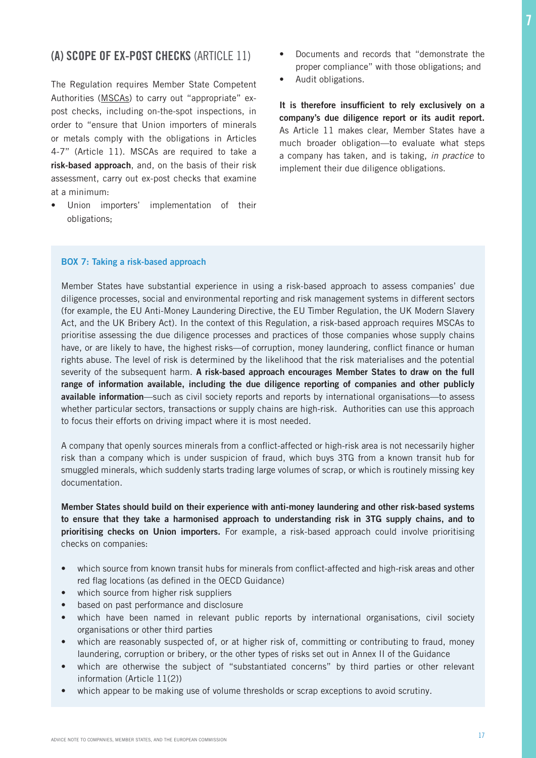## (A) SCOPE OF EX-POST CHECKS (ARTICLE 11)

The Regulation requires Member State Competent Authorities (MSCAs) to carry out "appropriate" ex-post checks, including on-the-spot inspections, in order to "ensure that Union importers of minerals or metals comply with the obligations in Articles 4-7" (Article 11). MSCAs are required to take a **risk-based approach**, and, on the basis of their risk assessment, carry out ex-post checks that examine at a minimum:

- Union importers' implementation of their obligations;
- Documents and records that "demonstrate the proper compliance" with those obligations; and
- Audit obligations.

**It is therefore insufficient to rely exclusively on a company's due diligence report or its audit report.** As Article 11 makes clear, Member States have a much broader obligation—to evaluate what steps a company has taken, and is taking, *in practice* to implement their due diligence obligations.

**BOX 7: Taking a risk-based approach**

Member States have substantial experience in using a risk-based approach to assess companies' due diligence processes, social and environmental reporting and risk management systems in different sectors (for example, the EU Anti-Money Laundering Directive, the EU Timber Regulation, the UK Modern Slavery Act, and the UK Bribery Act). In the context of this Regulation, a risk-based approach requires MSCAs to prioritise assessing the due diligence processes and practices of those companies whose supply chains have, or are likely to have, the highest risks—of corruption, money laundering, conflict finance or human rights abuse. The level of risk is determined by the likelihood that the risk materialises and the potential severity of the subsequent harm. **A risk-based approach encourages Member States to draw on the full range of information available, including the due diligence reporting of companies and other publicly available information**—such as civil society reports and reports by international organisations—to assess whether particular sectors, transactions or supply chains are high-risk. Authorities can use this approach to focus their efforts on driving impact where it is most needed.

A company that openly sources minerals from a conflict-affected or high-risk area is not necessarily higher risk than a company which is under suspicion of fraud, which buys 3TG from a known transit hub for smuggled minerals, which suddenly starts trading large volumes of scrap, or which is routinely missing key documentation.

**Member States should build on their experience with anti-money laundering and other risk-based systems to ensure that they take a harmonised approach to understanding risk in 3TG supply chains, and to prioritising checks on Union importers.** For example, a risk-based approach could involve prioritising checks on companies:

- which source from known transit hubs for minerals from conflict-affected and high-risk areas and other red flag locations (as defined in the OECD Guidance)
- which source from higher risk suppliers
- based on past performance and disclosure
- which have been named in relevant public reports by international organisations, civil society organisations or other third parties
- which are reasonably suspected of, or at higher risk of, committing or contributing to fraud, money laundering, corruption or bribery, or the other types of risks set out in Annex II of the Guidance
- which are otherwise the subject of "substantiated concerns" by third parties or other relevant information (Article 11(2))
- which appear to be making use of volume thresholds or scrap exceptions to avoid scrutiny.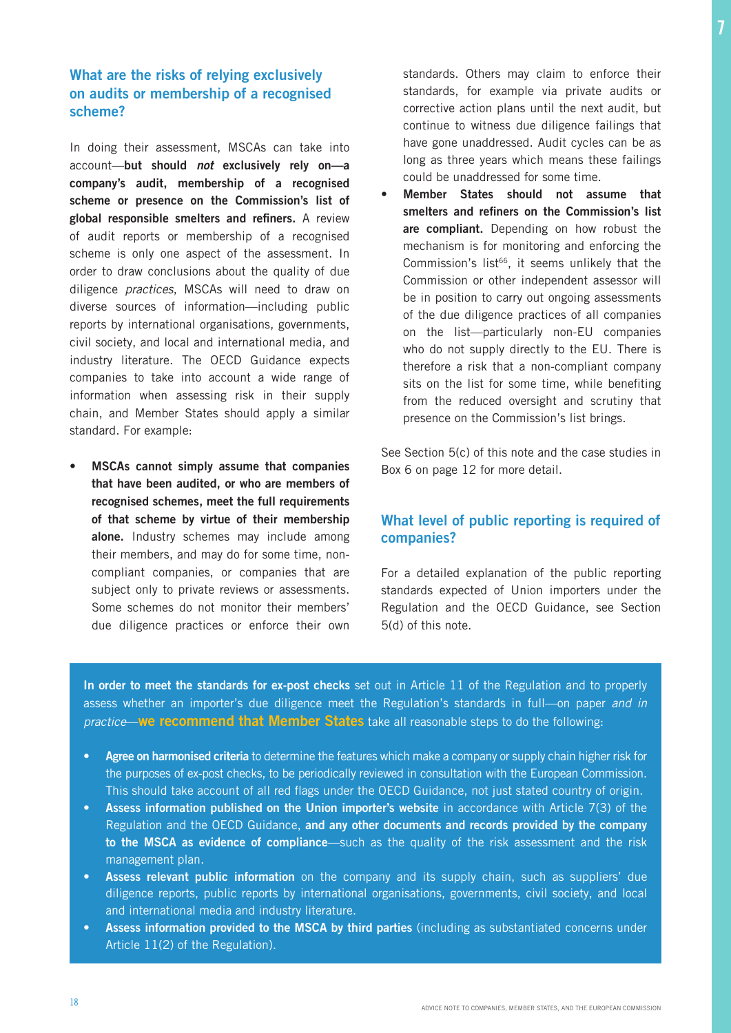## What are the risks of relying exclusively on audits or membership of a recognised scheme?

In doing their assessment, MSCAs can take into account—**but should *not* exclusively rely on—a company's audit, membership of a recognised scheme or presence on the Commission's list of global responsible smelters and refiners.** A review of audit reports or membership of a recognised scheme is only one aspect of the assessment. In order to draw conclusions about the quality of due diligence *practices*, MSCAs will need to draw on diverse sources of information—including public reports by international organisations, governments, civil society, and local and international media, and industry literature. The OECD Guidance expects companies to take into account a wide range of information when assessing risk in their supply chain, and Member States should apply a similar standard. For example:

- **MSCAs cannot simply assume that companies that have been audited, or who are members of recognised schemes, meet the full requirements of that scheme by virtue of their membership alone.** Industry schemes may include among their members, and may do for some time, non-compliant companies, or companies that are subject only to private reviews or assessments. Some schemes do not monitor their members' due diligence practices or enforce their own standards. Others may claim to enforce their standards, for example via private audits or corrective action plans until the next audit, but continue to witness due diligence failings that have gone unaddressed. Audit cycles can be as long as three years which means these failings could be unaddressed for some time.
- **Member States should not assume that smelters and refiners on the Commission's list are compliant.** Depending on how robust the mechanism is for monitoring and enforcing the Commission's list[66], it seems unlikely that the Commission or other independent assessor will be in position to carry out ongoing assessments of the due diligence practices of all companies on the list—particularly non-EU companies who do not supply directly to the EU. There is therefore a risk that a non-compliant company sits on the list for some time, while benefiting from the reduced oversight and scrutiny that presence on the Commission's list brings.

See Section 5(c) of this note and the case studies in Box 6 on page 12 for more detail.

## What level of public reporting is required of companies?

For a detailed explanation of the public reporting standards expected of Union importers under the Regulation and the OECD Guidance, see Section 5(d) of this note.

**In order to meet the standards for ex-post checks** set out in Article 11 of the Regulation and to properly assess whether an importer's due diligence meet the Regulation's standards in full—on paper *and in practice*—**we recommend that Member States** take all reasonable steps to do the following:

- **Agree on harmonised criteria** to determine the features which make a company or supply chain higher risk for the purposes of ex-post checks, to be periodically reviewed in consultation with the European Commission. This should take account of all red flags under the OECD Guidance, not just stated country of origin.
- **Assess information published on the Union importer's website** in accordance with Article 7(3) of the Regulation and the OECD Guidance, **and any other documents and records provided by the company to the MSCA as evidence of compliance**—such as the quality of the risk assessment and the risk management plan.
- **Assess relevant public information** on the company and its supply chain, such as suppliers' due diligence reports, public reports by international organisations, governments, civil society, and local and international media and industry literature.
- **Assess information provided to the MSCA by third parties** (including as substantiated concerns under Article 11(2) of the Regulation).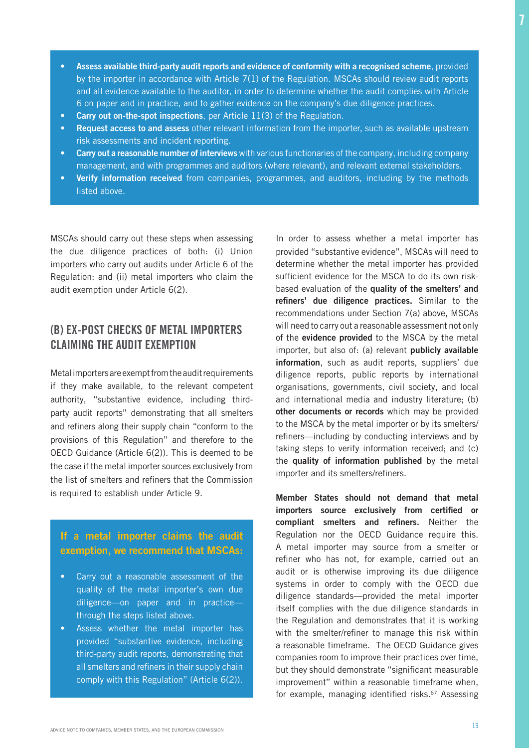- **Assess available third-party audit reports and evidence of conformity with a recognised scheme**, provided by the importer in accordance with Article 7(1) of the Regulation. MSCAs should review audit reports and all evidence available to the auditor, in order to determine whether the audit complies with Article 6 on paper and in practice, and to gather evidence on the company's due diligence practices.
- **Carry out on-the-spot inspections**, per Article 11(3) of the Regulation.
- **Request access to and assess** other relevant information from the importer, such as available upstream risk assessments and incident reporting.
- **Carry out a reasonable number of interviews** with various functionaries of the company, including company management, and with programmes and auditors (where relevant), and relevant external stakeholders.
- **Verify information received** from companies, programmes, and auditors, including by the methods listed above.

MSCAs should carry out these steps when assessing the due diligence practices of both: (i) Union importers who carry out audits under Article 6 of the Regulation; and (ii) metal importers who claim the audit exemption under Article 6(2).

## (B) EX-POST CHECKS OF METAL IMPORTERS CLAIMING THE AUDIT EXEMPTION

Metal importers are exempt from the audit requirements if they make available, to the relevant competent authority, "substantive evidence, including third-party audit reports" demonstrating that all smelters and refiners along their supply chain "conform to the provisions of this Regulation" and therefore to the OECD Guidance (Article 6(2)). This is deemed to be the case if the metal importer sources exclusively from the list of smelters and refiners that the Commission is required to establish under Article 9.

**If a metal importer claims the audit exemption, we recommend that MSCAs:**

- Carry out a reasonable assessment of the quality of the metal importer's own due diligence—on paper and in practice—through the steps listed above.
- Assess whether the metal importer has provided "substantive evidence, including third-party audit reports, demonstrating that all smelters and refiners in their supply chain comply with this Regulation" (Article 6(2)).

In order to assess whether a metal importer has provided "substantive evidence", MSCAs will need to determine whether the metal importer has provided sufficient evidence for the MSCA to do its own risk-based evaluation of the **quality of the smelters' and refiners' due diligence practices.** Similar to the recommendations under Section 7(a) above, MSCAs will need to carry out a reasonable assessment not only of the **evidence provided** to the MSCA by the metal importer, but also of: (a) relevant **publicly available information**, such as audit reports, suppliers' due diligence reports, public reports by international organisations, governments, civil society, and local and international media and industry literature; (b) **other documents or records** which may be provided to the MSCA by the metal importer or by its smelters/refiners—including by conducting interviews and by taking steps to verify information received; and (c) the **quality of information published** by the metal importer and its smelters/refiners.

**Member States should not demand that metal importers source exclusively from certified or compliant smelters and refiners.** Neither the Regulation nor the OECD Guidance require this. A metal importer may source from a smelter or refiner who has not, for example, carried out an audit or is otherwise improving its due diligence systems in order to comply with the OECD due diligence standards—provided the metal importer itself complies with the due diligence standards in the Regulation and demonstrates that it is working with the smelter/refiner to manage this risk within a reasonable timeframe. The OECD Guidance gives companies room to improve their practices over time, but they should demonstrate "significant measurable improvement" within a reasonable timeframe when, for example, managing identified risks.[67] Assessing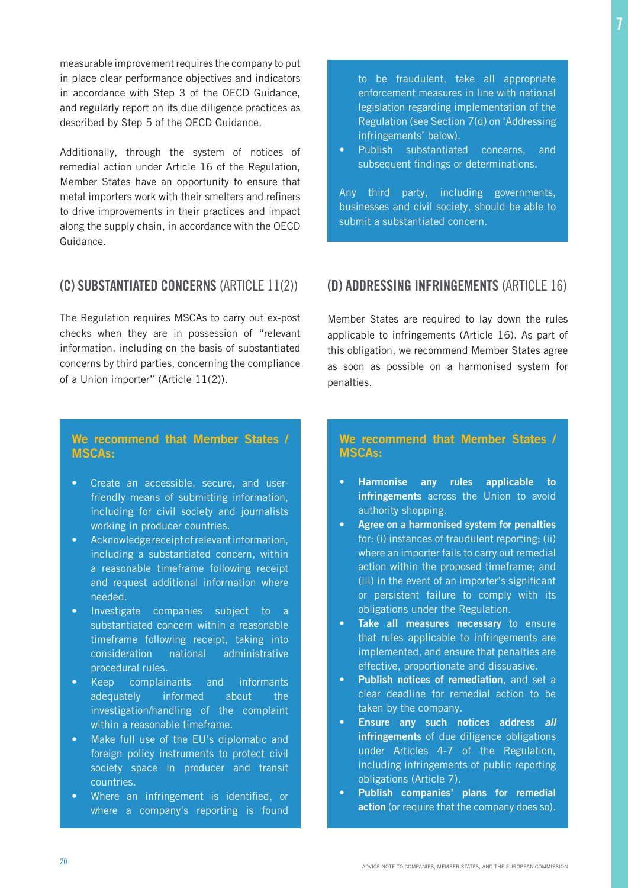measurable improvement requires the company to put in place clear performance objectives and indicators in accordance with Step 3 of the OECD Guidance, and regularly report on its due diligence practices as described by Step 5 of the OECD Guidance.

Additionally, through the system of notices of remedial action under Article 16 of the Regulation, Member States have an opportunity to ensure that metal importers work with their smelters and refiners to drive improvements in their practices and impact along the supply chain, in accordance with the OECD Guidance.

## (C) SUBSTANTIATED CONCERNS (ARTICLE 11(2))

The Regulation requires MSCAs to carry out ex-post checks when they are in possession of "relevant information, including on the basis of substantiated concerns by third parties, concerning the compliance of a Union importer" (Article 11(2)).

**We recommend that Member States / MSCAs:**

- Create an accessible, secure, and user-friendly means of submitting information, including for civil society and journalists working in producer countries.
- Acknowledge receipt of relevant information, including a substantiated concern, within a reasonable timeframe following receipt and request additional information where needed.
- Investigate companies subject to a substantiated concern within a reasonable timeframe following receipt, taking into consideration national administrative procedural rules.
- Keep complainants and informants adequately informed about the investigation/handling of the complaint within a reasonable timeframe.
- Make full use of the EU's diplomatic and foreign policy instruments to protect civil society space in producer and transit countries.
- Where an infringement is identified, or where a company's reporting is found to be fraudulent, take all appropriate enforcement measures in line with national legislation regarding implementation of the Regulation (see Section 7(d) on 'Addressing infringements' below).
- Publish substantiated concerns, and subsequent findings or determinations.

Any third party, including governments, businesses and civil society, should be able to submit a substantiated concern.

## (D) ADDRESSING INFRINGEMENTS (ARTICLE 16)

Member States are required to lay down the rules applicable to infringements (Article 16). As part of this obligation, we recommend Member States agree as soon as possible on a harmonised system for penalties.

**We recommend that Member States / MSCAs:**

- **Harmonise any rules applicable to infringements** across the Union to avoid authority shopping.
- **Agree on a harmonised system for penalties** for: (i) instances of fraudulent reporting; (ii) where an importer fails to carry out remedial action within the proposed timeframe; and (iii) in the event of an importer's significant or persistent failure to comply with its obligations under the Regulation.
- **Take all measures necessary** to ensure that rules applicable to infringements are implemented, and ensure that penalties are effective, proportionate and dissuasive.
- **Publish notices of remediation**, and set a clear deadline for remedial action to be taken by the company.
- **Ensure any such notices address *all* infringements** of due diligence obligations under Articles 4-7 of the Regulation, including infringements of public reporting obligations (Article 7).
- **Publish companies' plans for remedial action** (or require that the company does so).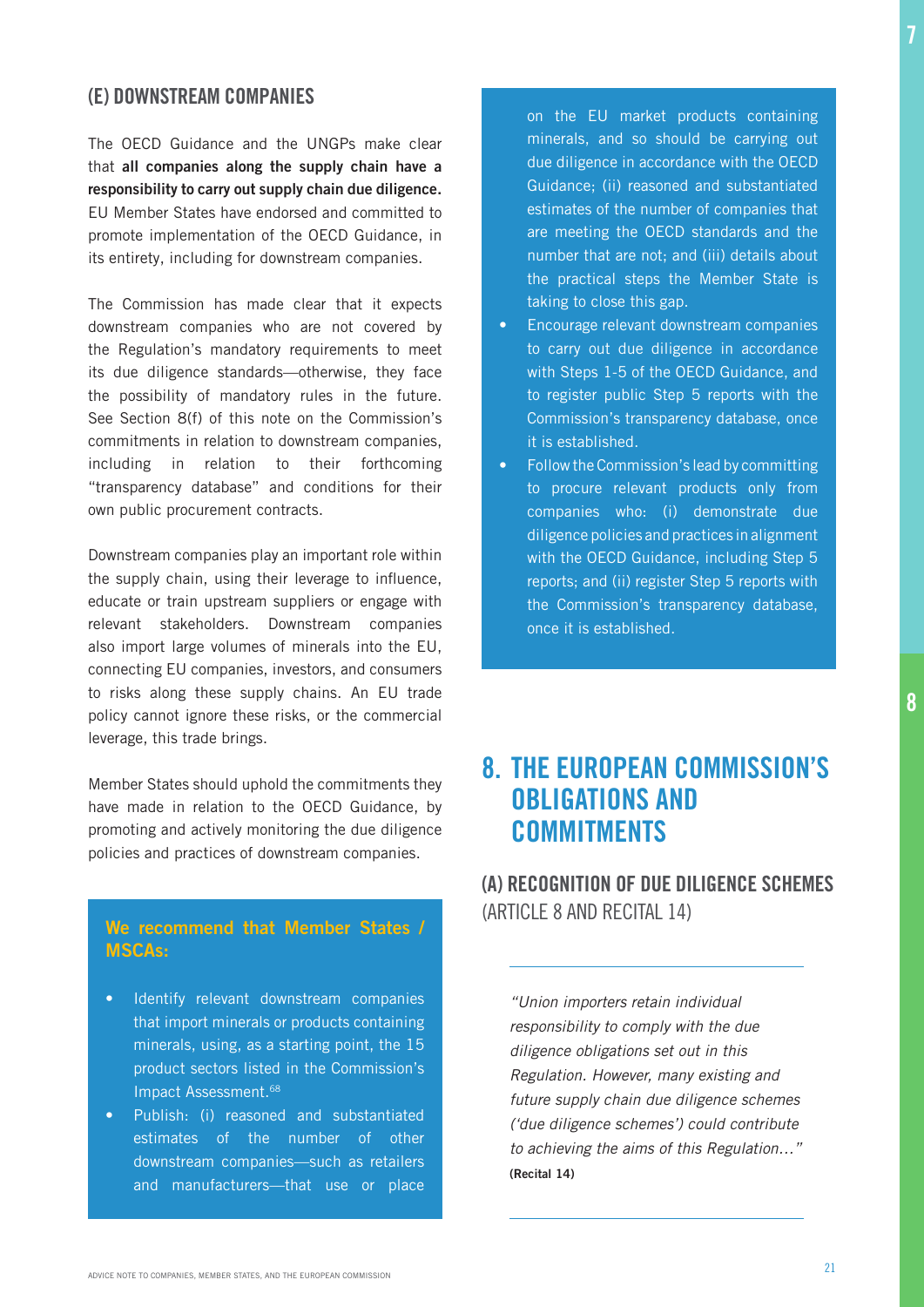### (E) DOWNSTREAM COMPANIES

The OECD Guidance and the UNGPs make clear that **all companies along the supply chain have a responsibility to carry out supply chain due diligence.** EU Member States have endorsed and committed to promote implementation of the OECD Guidance, in its entirety, including for downstream companies.

The Commission has made clear that it expects downstream companies who are not covered by the Regulation's mandatory requirements to meet its due diligence standards—otherwise, they face the possibility of mandatory rules in the future. See Section 8(f) of this note on the Commission's commitments in relation to downstream companies, including in relation to their forthcoming "transparency database" and conditions for their own public procurement contracts.

Downstream companies play an important role within the supply chain, using their leverage to influence, educate or train upstream suppliers or engage with relevant stakeholders. Downstream companies also import large volumes of minerals into the EU, connecting EU companies, investors, and consumers to risks along these supply chains. An EU trade policy cannot ignore these risks, or the commercial leverage, this trade brings.

Member States should uphold the commitments they have made in relation to the OECD Guidance, by promoting and actively monitoring the due diligence policies and practices of downstream companies.

**We recommend that Member States / MSCAs:**

- Identify relevant downstream companies that import minerals or products containing minerals, using, as a starting point, the 15 product sectors listed in the Commission's Impact Assessment.[68]
- Publish: (i) reasoned and substantiated estimates of the number of other downstream companies—such as retailers and manufacturers—that use or place on the EU market products containing minerals, and so should be carrying out due diligence in accordance with the OECD Guidance; (ii) reasoned and substantiated estimates of the number of companies that are meeting the OECD standards and the number that are not; and (iii) details about the practical steps the Member State is taking to close this gap.
- Encourage relevant downstream companies to carry out due diligence in accordance with Steps 1-5 of the OECD Guidance, and to register public Step 5 reports with the Commission's transparency database, once it is established.
- Follow the Commission's lead by committing to procure relevant products only from companies who: (i) demonstrate due diligence policies and practices in alignment with the OECD Guidance, including Step 5 reports; and (ii) register Step 5 reports with the Commission's transparency database, once it is established.

## 8. THE EUROPEAN COMMISSION'S OBLIGATIONS AND COMMITMENTS

### (A) RECOGNITION OF DUE DILIGENCE SCHEMES (ARTICLE 8 AND RECITAL 14)

*"Union importers retain individual responsibility to comply with the due diligence obligations set out in this Regulation. However, many existing and future supply chain due diligence schemes ('due diligence schemes') could contribute to achieving the aims of this Regulation…"* **(Recital 14)**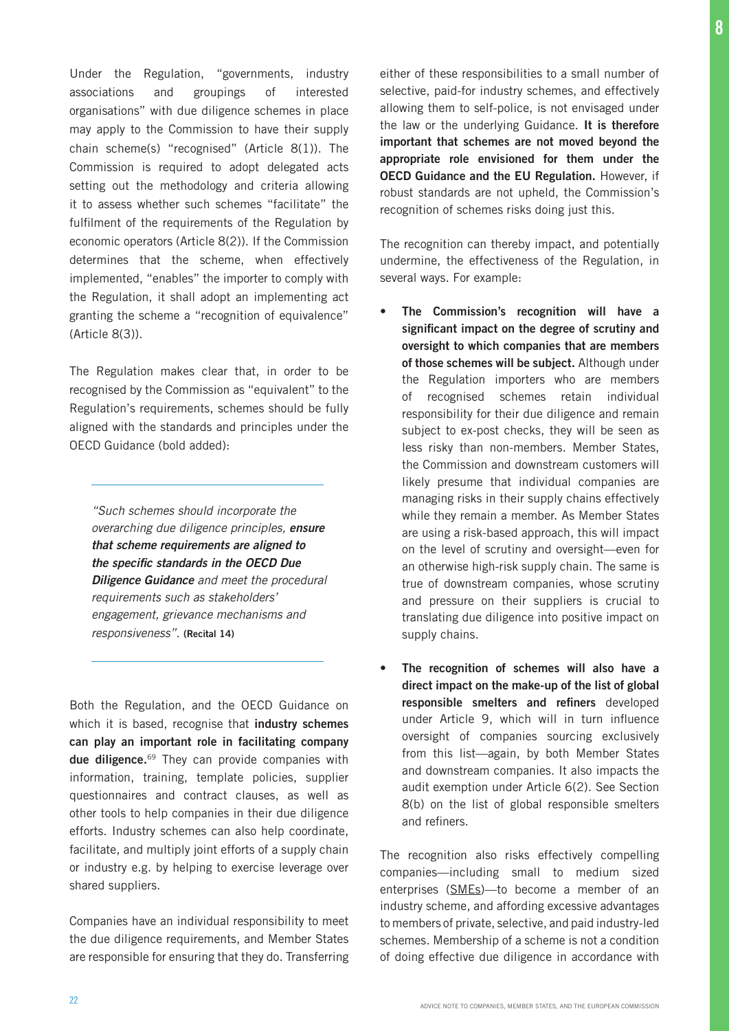Under the Regulation, "governments, industry associations and groupings of interested organisations" with due diligence schemes in place may apply to the Commission to have their supply chain scheme(s) "recognised" (Article 8(1)). The Commission is required to adopt delegated acts setting out the methodology and criteria allowing it to assess whether such schemes "facilitate" the fulfilment of the requirements of the Regulation by economic operators (Article 8(2)). If the Commission determines that the scheme, when effectively implemented, "enables" the importer to comply with the Regulation, it shall adopt an implementing act granting the scheme a "recognition of equivalence" (Article 8(3)).

The Regulation makes clear that, in order to be recognised by the Commission as "equivalent" to the Regulation's requirements, schemes should be fully aligned with the standards and principles under the OECD Guidance (bold added):

> *"Such schemes should incorporate the overarching due diligence principles, **ensure that scheme requirements are aligned to the specific standards in the OECD Due Diligence Guidance** and meet the procedural requirements such as stakeholders' engagement, grievance mechanisms and responsiveness".* **(Recital 14)**

Both the Regulation, and the OECD Guidance on which it is based, recognise that **industry schemes can play an important role in facilitating company due diligence.**[69] They can provide companies with information, training, template policies, supplier questionnaires and contract clauses, as well as other tools to help companies in their due diligence efforts. Industry schemes can also help coordinate, facilitate, and multiply joint efforts of a supply chain or industry e.g. by helping to exercise leverage over shared suppliers.

Companies have an individual responsibility to meet the due diligence requirements, and Member States are responsible for ensuring that they do. Transferring either of these responsibilities to a small number of selective, paid-for industry schemes, and effectively allowing them to self-police, is not envisaged under the law or the underlying Guidance. **It is therefore important that schemes are not moved beyond the appropriate role envisioned for them under the OECD Guidance and the EU Regulation.** However, if robust standards are not upheld, the Commission's recognition of schemes risks doing just this.

The recognition can thereby impact, and potentially undermine, the effectiveness of the Regulation, in several ways. For example:

- **The Commission's recognition will have a significant impact on the degree of scrutiny and oversight to which companies that are members of those schemes will be subject.** Although under the Regulation importers who are members of recognised schemes retain individual responsibility for their due diligence and remain subject to ex-post checks, they will be seen as less risky than non-members. Member States, the Commission and downstream customers will likely presume that individual companies are managing risks in their supply chains effectively while they remain a member. As Member States are using a risk-based approach, this will impact on the level of scrutiny and oversight—even for an otherwise high-risk supply chain. The same is true of downstream companies, whose scrutiny and pressure on their suppliers is crucial to translating due diligence into positive impact on supply chains.
- **The recognition of schemes will also have a direct impact on the make-up of the list of global responsible smelters and refiners** developed under Article 9, which will in turn influence oversight of companies sourcing exclusively from this list—again, by both Member States and downstream companies. It also impacts the audit exemption under Article 6(2). See Section 8(b) on the list of global responsible smelters and refiners.

The recognition also risks effectively compelling companies—including small to medium sized enterprises (SMEs)—to become a member of an industry scheme, and affording excessive advantages to members of private, selective, and paid industry-led schemes. Membership of a scheme is not a condition of doing effective due diligence in accordance with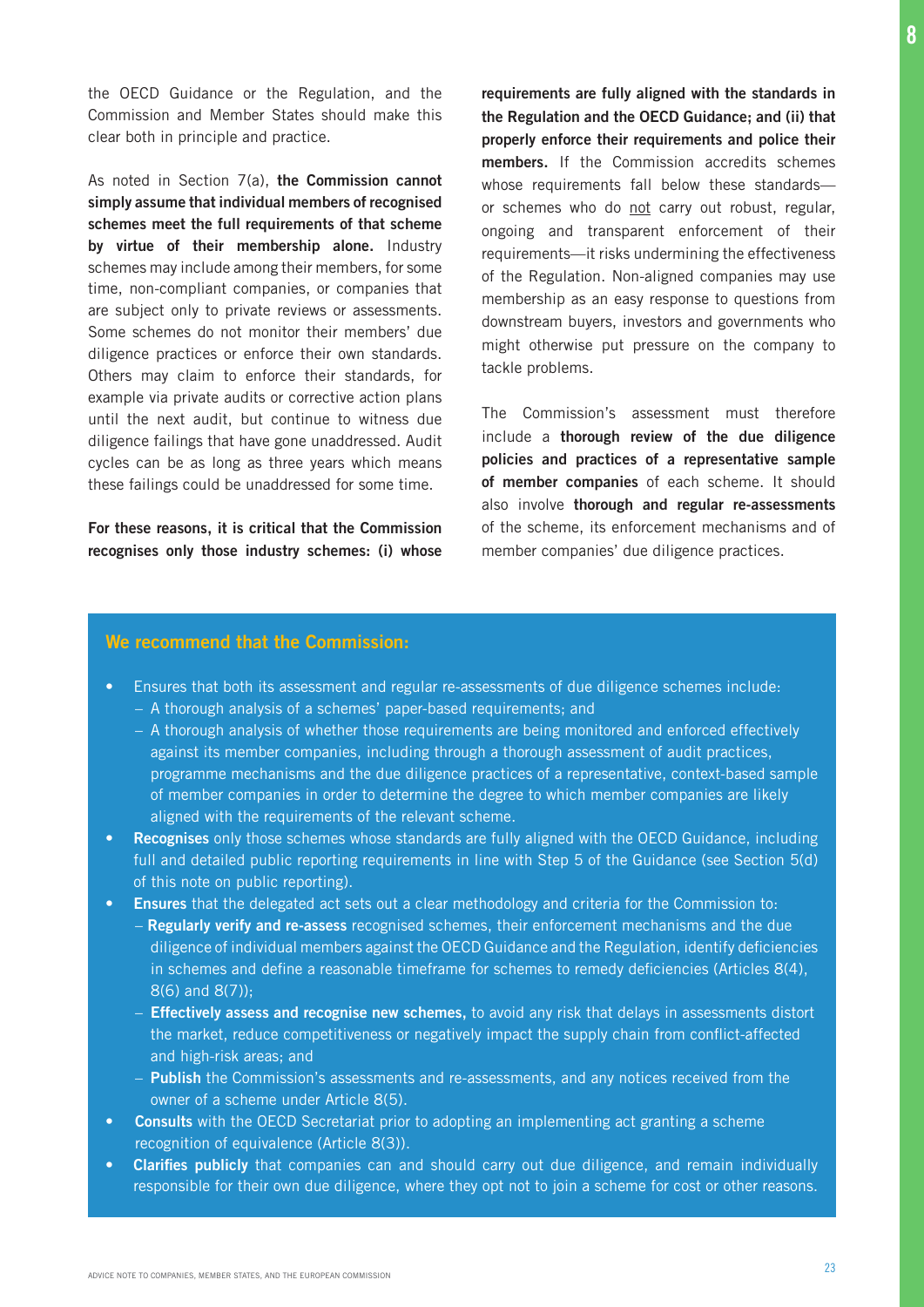the OECD Guidance or the Regulation, and the Commission and Member States should make this clear both in principle and practice.

As noted in Section 7(a), **the Commission cannot simply assume that individual members of recognised schemes meet the full requirements of that scheme by virtue of their membership alone.** Industry schemes may include among their members, for some time, non-compliant companies, or companies that are subject only to private reviews or assessments. Some schemes do not monitor their members' due diligence practices or enforce their own standards. Others may claim to enforce their standards, for example via private audits or corrective action plans until the next audit, but continue to witness due diligence failings that have gone unaddressed. Audit cycles can be as long as three years which means these failings could be unaddressed for some time.

**For these reasons, it is critical that the Commission recognises only those industry schemes: (i) whose requirements are fully aligned with the standards in the Regulation and the OECD Guidance; and (ii) that properly enforce their requirements and police their members.** If the Commission accredits schemes whose requirements fall below these standards—or schemes who do not carry out robust, regular, ongoing and transparent enforcement of their requirements—it risks undermining the effectiveness of the Regulation. Non-aligned companies may use membership as an easy response to questions from downstream buyers, investors and governments who might otherwise put pressure on the company to tackle problems.

The Commission's assessment must therefore include a **thorough review of the due diligence policies and practices of a representative sample of member companies** of each scheme. It should also involve **thorough and regular re-assessments** of the scheme, its enforcement mechanisms and of member companies' due diligence practices.

### We recommend that the Commission:

- Ensures that both its assessment and regular re-assessments of due diligence schemes include:
  - A thorough analysis of a schemes' paper-based requirements; and
  - A thorough analysis of whether those requirements are being monitored and enforced effectively against its member companies, including through a thorough assessment of audit practices, programme mechanisms and the due diligence practices of a representative, context-based sample of member companies in order to determine the degree to which member companies are likely aligned with the requirements of the relevant scheme.
- **Recognises** only those schemes whose standards are fully aligned with the OECD Guidance, including full and detailed public reporting requirements in line with Step 5 of the Guidance (see Section 5(d) of this note on public reporting).
- **Ensures** that the delegated act sets out a clear methodology and criteria for the Commission to:
  - **Regularly verify and re-assess** recognised schemes, their enforcement mechanisms and the due diligence of individual members against the OECD Guidance and the Regulation, identify deficiencies in schemes and define a reasonable timeframe for schemes to remedy deficiencies (Articles 8(4), 8(6) and 8(7));
  - **Effectively assess and recognise new schemes,** to avoid any risk that delays in assessments distort the market, reduce competitiveness or negatively impact the supply chain from conflict-affected and high-risk areas; and
  - **Publish** the Commission's assessments and re-assessments, and any notices received from the owner of a scheme under Article 8(5).
- **Consults** with the OECD Secretariat prior to adopting an implementing act granting a scheme recognition of equivalence (Article 8(3)).
- **Clarifies publicly** that companies can and should carry out due diligence, and remain individually responsible for their own due diligence, where they opt not to join a scheme for cost or other reasons.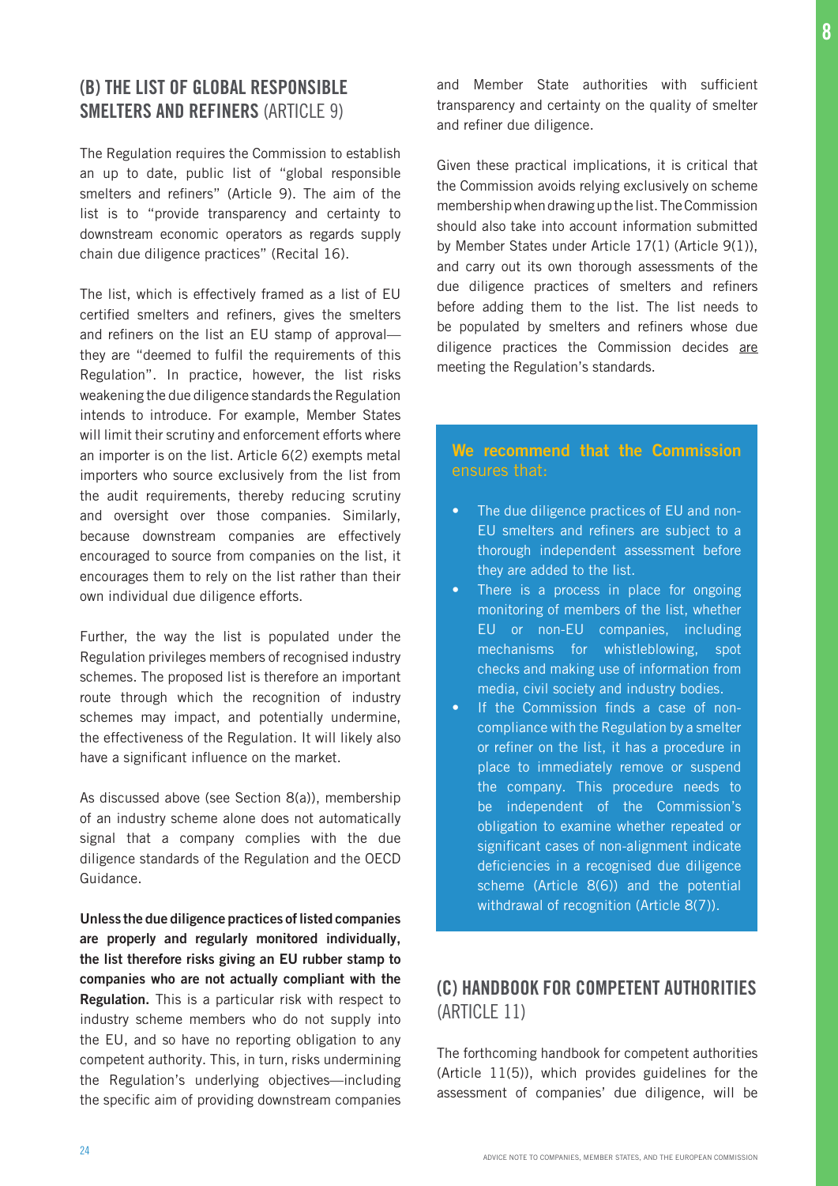## (B) THE LIST OF GLOBAL RESPONSIBLE SMELTERS AND REFINERS (ARTICLE 9)

The Regulation requires the Commission to establish an up to date, public list of "global responsible smelters and refiners" (Article 9). The aim of the list is to "provide transparency and certainty to downstream economic operators as regards supply chain due diligence practices" (Recital 16).

The list, which is effectively framed as a list of EU certified smelters and refiners, gives the smelters and refiners on the list an EU stamp of approval—they are "deemed to fulfil the requirements of this Regulation". In practice, however, the list risks weakening the due diligence standards the Regulation intends to introduce. For example, Member States will limit their scrutiny and enforcement efforts where an importer is on the list. Article 6(2) exempts metal importers who source exclusively from the list from the audit requirements, thereby reducing scrutiny and oversight over those companies. Similarly, because downstream companies are effectively encouraged to source from companies on the list, it encourages them to rely on the list rather than their own individual due diligence efforts.

Further, the way the list is populated under the Regulation privileges members of recognised industry schemes. The proposed list is therefore an important route through which the recognition of industry schemes may impact, and potentially undermine, the effectiveness of the Regulation. It will likely also have a significant influence on the market.

As discussed above (see Section 8(a)), membership of an industry scheme alone does not automatically signal that a company complies with the due diligence standards of the Regulation and the OECD Guidance.

**Unless the due diligence practices of listed companies are properly and regularly monitored individually, the list therefore risks giving an EU rubber stamp to companies who are not actually compliant with the Regulation.** This is a particular risk with respect to industry scheme members who do not supply into the EU, and so have no reporting obligation to any competent authority. This, in turn, risks undermining the Regulation's underlying objectives—including the specific aim of providing downstream companies and Member State authorities with sufficient transparency and certainty on the quality of smelter and refiner due diligence.

Given these practical implications, it is critical that the Commission avoids relying exclusively on scheme membership when drawing up the list. The Commission should also take into account information submitted by Member States under Article 17(1) (Article 9(1)), and carry out its own thorough assessments of the due diligence practices of smelters and refiners before adding them to the list. The list needs to be populated by smelters and refiners whose due diligence practices the Commission decides <u>are</u> meeting the Regulation's standards.

**We recommend that the Commission** ensures that:

- The due diligence practices of EU and non-EU smelters and refiners are subject to a thorough independent assessment before they are added to the list.
- There is a process in place for ongoing monitoring of members of the list, whether EU or non-EU companies, including mechanisms for whistleblowing, spot checks and making use of information from media, civil society and industry bodies.
- If the Commission finds a case of non-compliance with the Regulation by a smelter or refiner on the list, it has a procedure in place to immediately remove or suspend the company. This procedure needs to be independent of the Commission's obligation to examine whether repeated or significant cases of non-alignment indicate deficiencies in a recognised due diligence scheme (Article 8(6)) and the potential withdrawal of recognition (Article 8(7)).

## (C) HANDBOOK FOR COMPETENT AUTHORITIES (ARTICLE 11)

The forthcoming handbook for competent authorities (Article 11(5)), which provides guidelines for the assessment of companies' due diligence, will be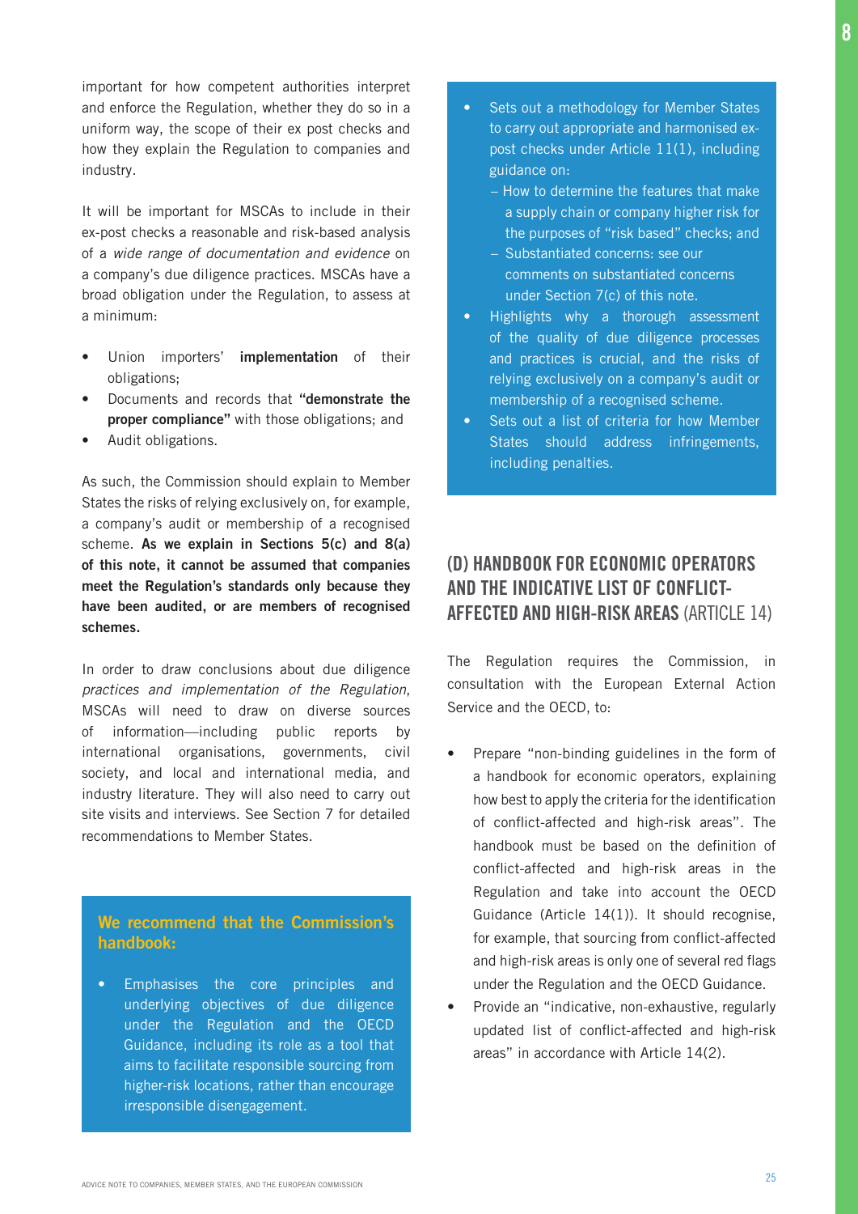important for how competent authorities interpret and enforce the Regulation, whether they do so in a uniform way, the scope of their ex post checks and how they explain the Regulation to companies and industry.

It will be important for MSCAs to include in their ex-post checks a reasonable and risk-based analysis of a *wide range of documentation and evidence* on a company's due diligence practices. MSCAs have a broad obligation under the Regulation, to assess at a minimum:

- Union importers' **implementation** of their obligations;
- Documents and records that **"demonstrate the proper compliance"** with those obligations; and
- Audit obligations.

As such, the Commission should explain to Member States the risks of relying exclusively on, for example, a company's audit or membership of a recognised scheme. **As we explain in Sections 5(c) and 8(a) of this note, it cannot be assumed that companies meet the Regulation's standards only because they have been audited, or are members of recognised schemes.**

In order to draw conclusions about due diligence *practices and implementation of the Regulation*, MSCAs will need to draw on diverse sources of information—including public reports by international organisations, governments, civil society, and local and international media, and industry literature. They will also need to carry out site visits and interviews. See Section 7 for detailed recommendations to Member States.

**We recommend that the Commission's handbook:**

- Emphasises the core principles and underlying objectives of due diligence under the Regulation and the OECD Guidance, including its role as a tool that aims to facilitate responsible sourcing from higher-risk locations, rather than encourage irresponsible disengagement.
- Sets out a methodology for Member States to carry out appropriate and harmonised ex-post checks under Article 11(1), including guidance on:
  - How to determine the features that make a supply chain or company higher risk for the purposes of "risk based" checks; and
  - Substantiated concerns: see our comments on substantiated concerns under Section 7(c) of this note.
- Highlights why a thorough assessment of the quality of due diligence processes and practices is crucial, and the risks of relying exclusively on a company's audit or membership of a recognised scheme.
- Sets out a list of criteria for how Member States should address infringements, including penalties.

## (D) HANDBOOK FOR ECONOMIC OPERATORS AND THE INDICATIVE LIST OF CONFLICT-AFFECTED AND HIGH-RISK AREAS (ARTICLE 14)

The Regulation requires the Commission, in consultation with the European External Action Service and the OECD, to:

- Prepare "non-binding guidelines in the form of a handbook for economic operators, explaining how best to apply the criteria for the identification of conflict-affected and high-risk areas". The handbook must be based on the definition of conflict-affected and high-risk areas in the Regulation and take into account the OECD Guidance (Article 14(1)). It should recognise, for example, that sourcing from conflict-affected and high-risk areas is only one of several red flags under the Regulation and the OECD Guidance.
- Provide an "indicative, non-exhaustive, regularly updated list of conflict-affected and high-risk areas" in accordance with Article 14(2).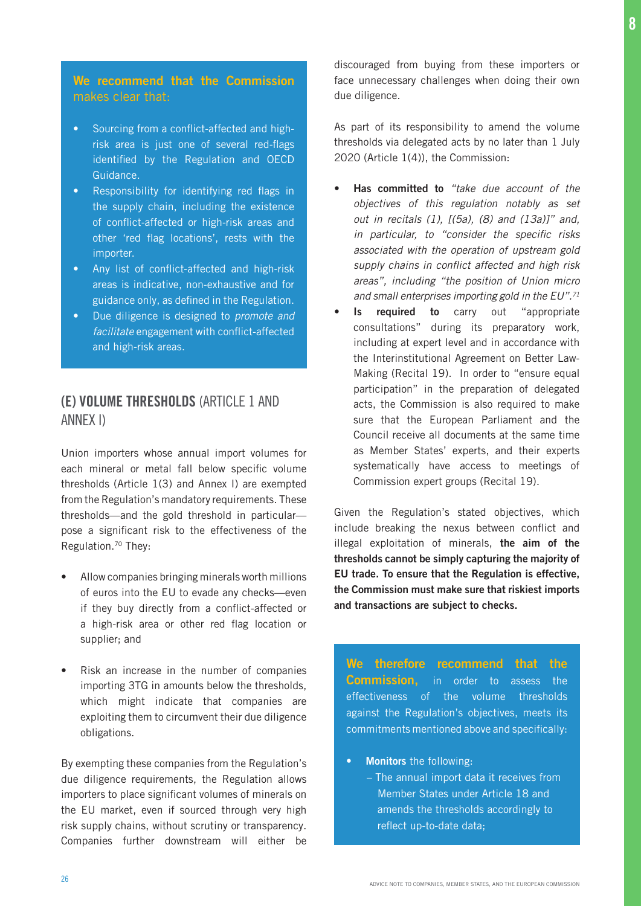**We recommend that the Commission** makes clear that:

- Sourcing from a conflict-affected and high-risk area is just one of several red-flags identified by the Regulation and OECD Guidance.
- Responsibility for identifying red flags in the supply chain, including the existence of conflict-affected or high-risk areas and other 'red flag locations', rests with the importer.
- Any list of conflict-affected and high-risk areas is indicative, non-exhaustive and for guidance only, as defined in the Regulation.
- Due diligence is designed to *promote and facilitate* engagement with conflict-affected and high-risk areas.

## (E) VOLUME THRESHOLDS (ARTICLE 1 AND ANNEX I)

Union importers whose annual import volumes for each mineral or metal fall below specific volume thresholds (Article 1(3) and Annex I) are exempted from the Regulation's mandatory requirements. These thresholds—and the gold threshold in particular—pose a significant risk to the effectiveness of the Regulation.[70] They:

- Allow companies bringing minerals worth millions of euros into the EU to evade any checks—even if they buy directly from a conflict-affected or a high-risk area or other red flag location or supplier; and

- Risk an increase in the number of companies importing 3TG in amounts below the thresholds, which might indicate that companies are exploiting them to circumvent their due diligence obligations.

By exempting these companies from the Regulation's due diligence requirements, the Regulation allows importers to place significant volumes of minerals on the EU market, even if sourced through very high risk supply chains, without scrutiny or transparency. Companies further downstream will either be discouraged from buying from these importers or face unnecessary challenges when doing their own due diligence.

As part of its responsibility to amend the volume thresholds via delegated acts by no later than 1 July 2020 (Article 1(4)), the Commission:

- **Has committed to** *"take due account of the objectives of this regulation notably as set out in recitals (1), [(5a), (8) and (13a)]" and, in particular, to "consider the specific risks associated with the operation of upstream gold supply chains in conflict affected and high risk areas", including "the position of Union micro and small enterprises importing gold in the EU".*[71]
- **Is required to** carry out "appropriate consultations" during its preparatory work, including at expert level and in accordance with the Interinstitutional Agreement on Better Law-Making (Recital 19). In order to "ensure equal participation" in the preparation of delegated acts, the Commission is also required to make sure that the European Parliament and the Council receive all documents at the same time as Member States' experts, and their experts systematically have access to meetings of Commission expert groups (Recital 19).

Given the Regulation's stated objectives, which include breaking the nexus between conflict and illegal exploitation of minerals, **the aim of the thresholds cannot be simply capturing the majority of EU trade. To ensure that the Regulation is effective, the Commission must make sure that riskiest imports and transactions are subject to checks.**

**We therefore recommend that the Commission,** in order to assess the effectiveness of the volume thresholds against the Regulation's objectives, meets its commitments mentioned above and specifically:

- **Monitors** the following:
  - The annual import data it receives from Member States under Article 18 and amends the thresholds accordingly to reflect up-to-date data;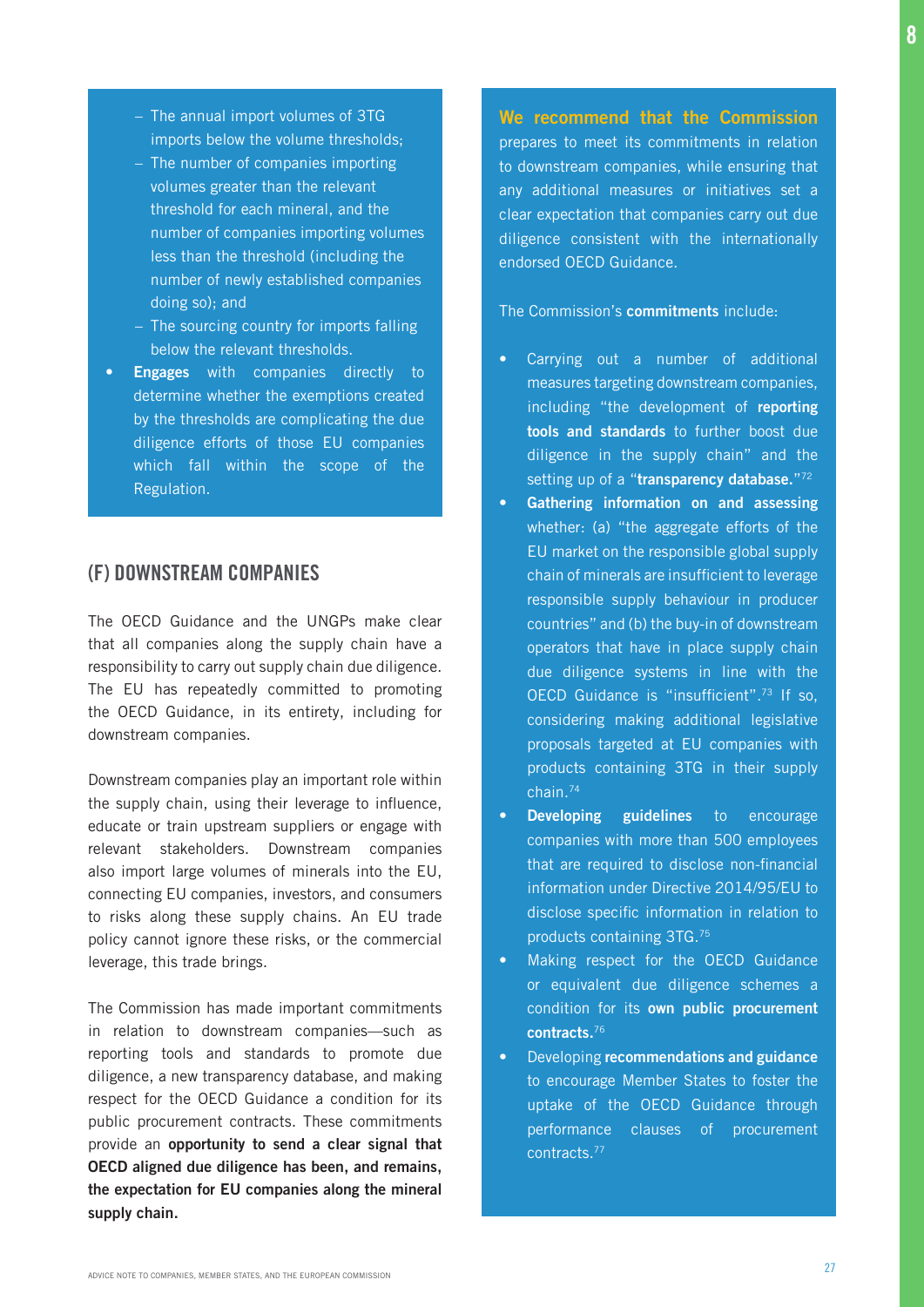- The annual import volumes of 3TG imports below the volume thresholds;
  - The number of companies importing volumes greater than the relevant threshold for each mineral, and the number of companies importing volumes less than the threshold (including the number of newly established companies doing so); and
  - The sourcing country for imports falling below the relevant thresholds.
- **Engages** with companies directly to determine whether the exemptions created by the thresholds are complicating the due diligence efforts of those EU companies which fall within the scope of the Regulation.

## (F) DOWNSTREAM COMPANIES

The OECD Guidance and the UNGPs make clear that all companies along the supply chain have a responsibility to carry out supply chain due diligence. The EU has repeatedly committed to promoting the OECD Guidance, in its entirety, including for downstream companies.

Downstream companies play an important role within the supply chain, using their leverage to influence, educate or train upstream suppliers or engage with relevant stakeholders. Downstream companies also import large volumes of minerals into the EU, connecting EU companies, investors, and consumers to risks along these supply chains. An EU trade policy cannot ignore these risks, or the commercial leverage, this trade brings.

The Commission has made important commitments in relation to downstream companies—such as reporting tools and standards to promote due diligence, a new transparency database, and making respect for the OECD Guidance a condition for its public procurement contracts. These commitments provide an **opportunity to send a clear signal that OECD aligned due diligence has been, and remains, the expectation for EU companies along the mineral supply chain.**

**We recommend that the Commission** prepares to meet its commitments in relation to downstream companies, while ensuring that any additional measures or initiatives set a clear expectation that companies carry out due diligence consistent with the internationally endorsed OECD Guidance.

The Commission's **commitments** include:

- Carrying out a number of additional measures targeting downstream companies, including "the development of **reporting tools and standards** to further boost due diligence in the supply chain" and the setting up of a "**transparency database.**"[72]
- **Gathering information on and assessing** whether: (a) "the aggregate efforts of the EU market on the responsible global supply chain of minerals are insufficient to leverage responsible supply behaviour in producer countries" and (b) the buy-in of downstream operators that have in place supply chain due diligence systems in line with the OECD Guidance is "insufficient".[73] If so, considering making additional legislative proposals targeted at EU companies with products containing 3TG in their supply chain.[74]
- **Developing guidelines** to encourage companies with more than 500 employees that are required to disclose non-financial information under Directive 2014/95/EU to disclose specific information in relation to products containing 3TG.[75]
- Making respect for the OECD Guidance or equivalent due diligence schemes a condition for its **own public procurement contracts.**[76]
- Developing **recommendations and guidance** to encourage Member States to foster the uptake of the OECD Guidance through performance clauses of procurement contracts.[77]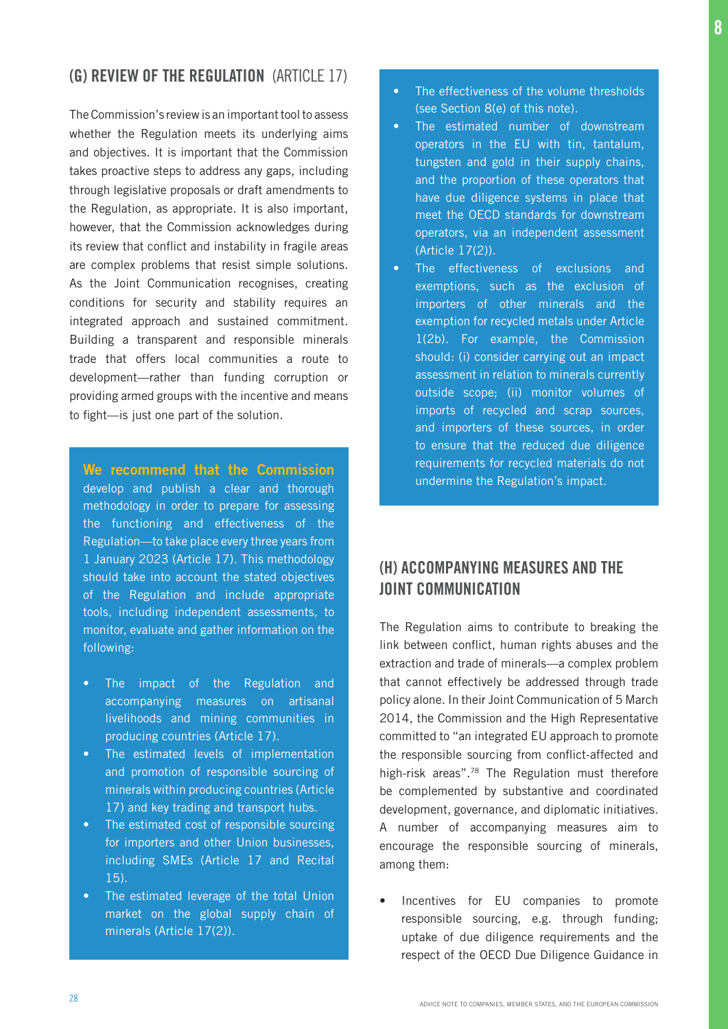## (G) REVIEW OF THE REGULATION (ARTICLE 17)

The Commission's review is an important tool to assess whether the Regulation meets its underlying aims and objectives. It is important that the Commission takes proactive steps to address any gaps, including through legislative proposals or draft amendments to the Regulation, as appropriate. It is also important, however, that the Commission acknowledges during its review that conflict and instability in fragile areas are complex problems that resist simple solutions. As the Joint Communication recognises, creating conditions for security and stability requires an integrated approach and sustained commitment. Building a transparent and responsible minerals trade that offers local communities a route to development—rather than funding corruption or providing armed groups with the incentive and means to fight—is just one part of the solution.

**We recommend that the Commission** develop and publish a clear and thorough methodology in order to prepare for assessing the functioning and effectiveness of the Regulation—to take place every three years from 1 January 2023 (Article 17). This methodology should take into account the stated objectives of the Regulation and include appropriate tools, including independent assessments, to monitor, evaluate and gather information on the following:

- The impact of the Regulation and accompanying measures on artisanal livelihoods and mining communities in producing countries (Article 17).
- The estimated levels of implementation and promotion of responsible sourcing of minerals within producing countries (Article 17) and key trading and transport hubs.
- The estimated cost of responsible sourcing for importers and other Union businesses, including SMEs (Article 17 and Recital 15).
- The estimated leverage of the total Union market on the global supply chain of minerals (Article 17(2)).
- The effectiveness of the volume thresholds (see Section 8(e) of this note).
- The estimated number of downstream operators in the EU with tin, tantalum, tungsten and gold in their supply chains, and the proportion of these operators that have due diligence systems in place that meet the OECD standards for downstream operators, via an independent assessment (Article 17(2)).
- The effectiveness of exclusions and exemptions, such as the exclusion of importers of other minerals and the exemption for recycled metals under Article 1(2b). For example, the Commission should: (i) consider carrying out an impact assessment in relation to minerals currently outside scope; (ii) monitor volumes of imports of recycled and scrap sources, and importers of these sources, in order to ensure that the reduced due diligence requirements for recycled materials do not undermine the Regulation's impact.

## (H) ACCOMPANYING MEASURES AND THE JOINT COMMUNICATION

The Regulation aims to contribute to breaking the link between conflict, human rights abuses and the extraction and trade of minerals—a complex problem that cannot effectively be addressed through trade policy alone. In their Joint Communication of 5 March 2014, the Commission and the High Representative committed to "an integrated EU approach to promote the responsible sourcing from conflict-affected and high-risk areas".[78] The Regulation must therefore be complemented by substantive and coordinated development, governance, and diplomatic initiatives. A number of accompanying measures aim to encourage the responsible sourcing of minerals, among them:

- Incentives for EU companies to promote responsible sourcing, e.g. through funding; uptake of due diligence requirements and the respect of the OECD Due Diligence Guidance in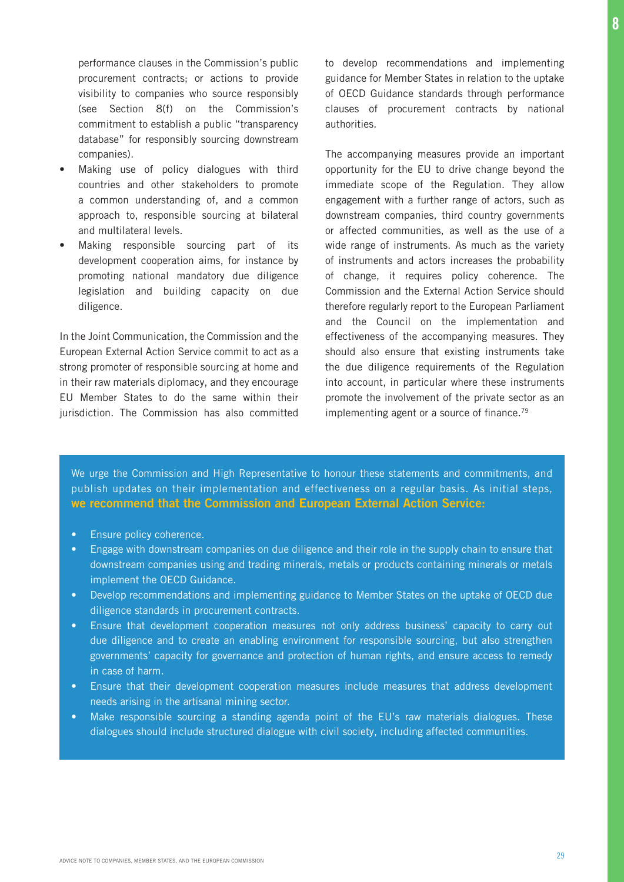performance clauses in the Commission's public procurement contracts; or actions to provide visibility to companies who source responsibly (see Section 8(f) on the Commission's commitment to establish a public "transparency database" for responsibly sourcing downstream companies).

- Making use of policy dialogues with third countries and other stakeholders to promote a common understanding of, and a common approach to, responsible sourcing at bilateral and multilateral levels.
- Making responsible sourcing part of its development cooperation aims, for instance by promoting national mandatory due diligence legislation and building capacity on due diligence.

In the Joint Communication, the Commission and the European External Action Service commit to act as a strong promoter of responsible sourcing at home and in their raw materials diplomacy, and they encourage EU Member States to do the same within their jurisdiction. The Commission has also committed to develop recommendations and implementing guidance for Member States in relation to the uptake of OECD Guidance standards through performance clauses of procurement contracts by national authorities.

The accompanying measures provide an important opportunity for the EU to drive change beyond the immediate scope of the Regulation. They allow engagement with a further range of actors, such as downstream companies, third country governments or affected communities, as well as the use of a wide range of instruments. As much as the variety of instruments and actors increases the probability of change, it requires policy coherence. The Commission and the External Action Service should therefore regularly report to the European Parliament and the Council on the implementation and effectiveness of the accompanying measures. They should also ensure that existing instruments take the due diligence requirements of the Regulation into account, in particular where these instruments promote the involvement of the private sector as an implementing agent or a source of finance.[79]

We urge the Commission and High Representative to honour these statements and commitments, and publish updates on their implementation and effectiveness on a regular basis. As initial steps, **we recommend that the Commission and European External Action Service:**

- Ensure policy coherence.
- Engage with downstream companies on due diligence and their role in the supply chain to ensure that downstream companies using and trading minerals, metals or products containing minerals or metals implement the OECD Guidance.
- Develop recommendations and implementing guidance to Member States on the uptake of OECD due diligence standards in procurement contracts.
- Ensure that development cooperation measures not only address business' capacity to carry out due diligence and to create an enabling environment for responsible sourcing, but also strengthen governments' capacity for governance and protection of human rights, and ensure access to remedy in case of harm.
- Ensure that their development cooperation measures include measures that address development needs arising in the artisanal mining sector.
- Make responsible sourcing a standing agenda point of the EU's raw materials dialogues. These dialogues should include structured dialogue with civil society, including affected communities.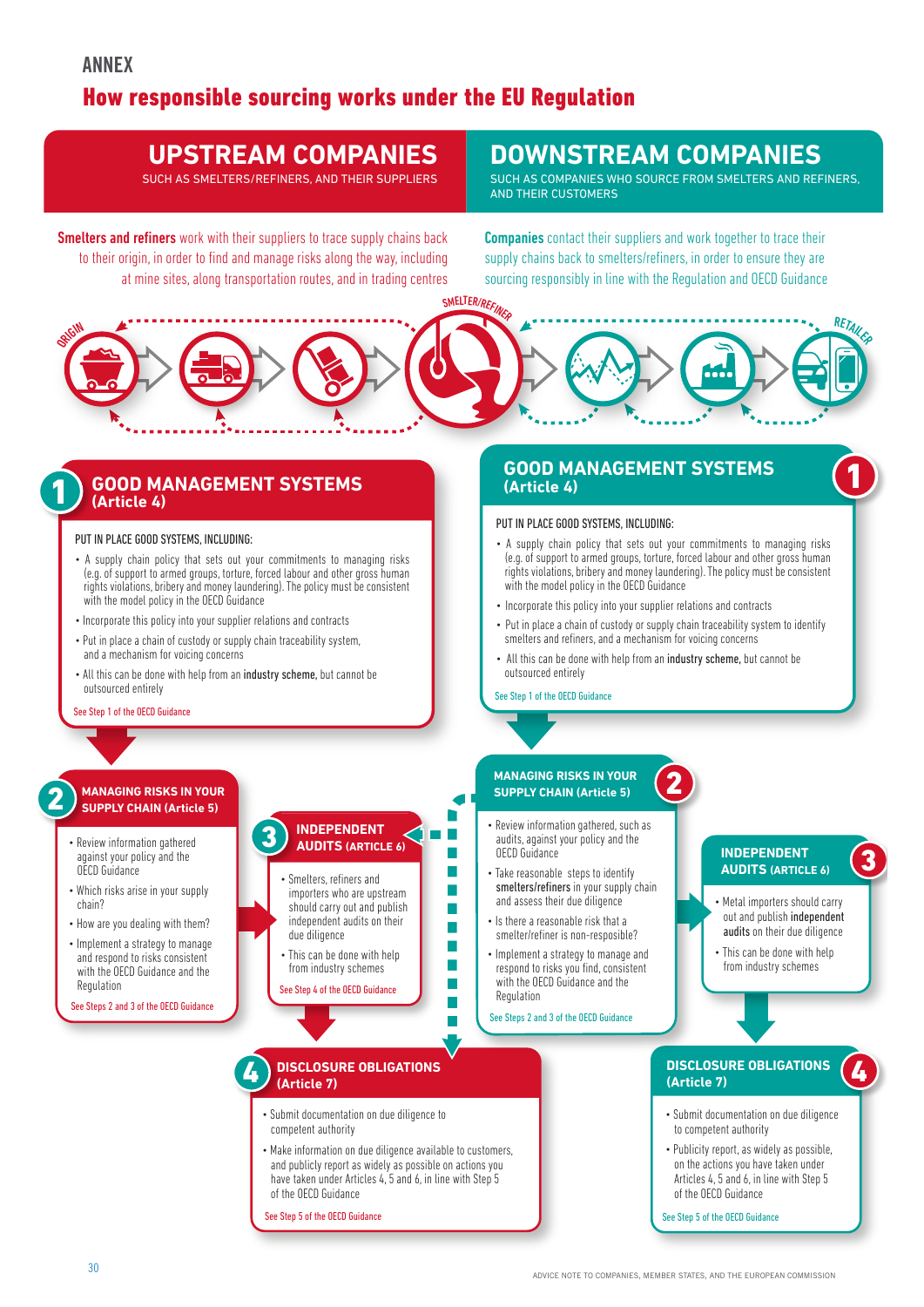ANNEX

# How responsible sourcing works under the EU Regulation

## UPSTREAM COMPANIES

SUCH AS SMELTERS/REFINERS, AND THEIR SUPPLIERS

**Smelters and refiners** work with their suppliers to trace supply chains back to their origin, in order to find and manage risks along the way, including at mine sites, along transportation routes, and in trading centres

ORIGIN → SMELTER/REFINER

### 1 GOOD MANAGEMENT SYSTEMS (Article 4)

PUT IN PLACE GOOD SYSTEMS, INCLUDING:

- A supply chain policy that sets out your commitments to managing risks (e.g. of support to armed groups, torture, forced labour and other gross human rights violations, bribery and money laundering). The policy must be consistent with the model policy in the OECD Guidance
- Incorporate this policy into your supplier relations and contracts
- Put in place a chain of custody or supply chain traceability system, and a mechanism for voicing concerns
- All this can be done with help from an **industry scheme**, but cannot be outsourced entirely

See Step 1 of the OECD Guidance

### 2 MANAGING RISKS IN YOUR SUPPLY CHAIN (Article 5)

- Review information gathered against your policy and the OECD Guidance
- Which risks arise in your supply chain?
- How are you dealing with them?
- Implement a strategy to manage and respond to risks consistent with the OECD Guidance and the Regulation

See Steps 2 and 3 of the OECD Guidance

### 3 INDEPENDENT AUDITS (ARTICLE 6)

- Smelters, refiners and importers who are upstream should carry out and publish independent audits on their due diligence
- This can be done with help from industry schemes

See Step 4 of the OECD Guidance

### 4 DISCLOSURE OBLIGATIONS (Article 7)

- Submit documentation on due diligence to competent authority
- Make information on due diligence available to customers, and publicly report as widely as possible on actions you have taken under Articles 4, 5 and 6, in line with Step 5 of the OECD Guidance

See Step 5 of the OECD Guidance

## DOWNSTREAM COMPANIES

SUCH AS COMPANIES WHO SOURCE FROM SMELTERS AND REFINERS, AND THEIR CUSTOMERS

**Companies** contact their suppliers and work together to trace their supply chains back to smelters/refiners, in order to ensure they are sourcing responsibly in line with the Regulation and OECD Guidance

SMELTER/REFINER → RETAILER

### 1 GOOD MANAGEMENT SYSTEMS (Article 4)

PUT IN PLACE GOOD SYSTEMS, INCLUDING:

- A supply chain policy that sets out your commitments to managing risks (e.g. of support to armed groups, torture, forced labour and other gross human rights violations, bribery and money laundering). The policy must be consistent with the model policy in the OECD Guidance
- Incorporate this policy into your supplier relations and contracts
- Put in place a chain of custody or supply chain traceability system to identify smelters and refiners, and a mechanism for voicing concerns
- All this can be done with help from an **industry scheme**, but cannot be outsourced entirely

See Step 1 of the OECD Guidance

### 2 MANAGING RISKS IN YOUR SUPPLY CHAIN (Article 5)

- Review information gathered, such as audits, against your policy and the OECD Guidance
- Take reasonable steps to identify **smelters/refiners** in your supply chain and assess their due diligence
- Is there a reasonable risk that a smelter/refiner is non-resposible?
- Implement a strategy to manage and respond to risks you find, consistent with the OECD Guidance and the Regulation

See Steps 2 and 3 of the OECD Guidance

### 3 INDEPENDENT AUDITS (ARTICLE 6)

- Metal importers should carry out and publish **independent audits** on their due diligence
- This can be done with help from industry schemes

### 4 DISCLOSURE OBLIGATIONS (Article 7)

- Submit documentation on due diligence to competent authority
- Publicity report, as widely as possible, on the actions you have taken under Articles 4, 5 and 6, in line with Step 5 of the OECD Guidance

See Step 5 of the OECD Guidance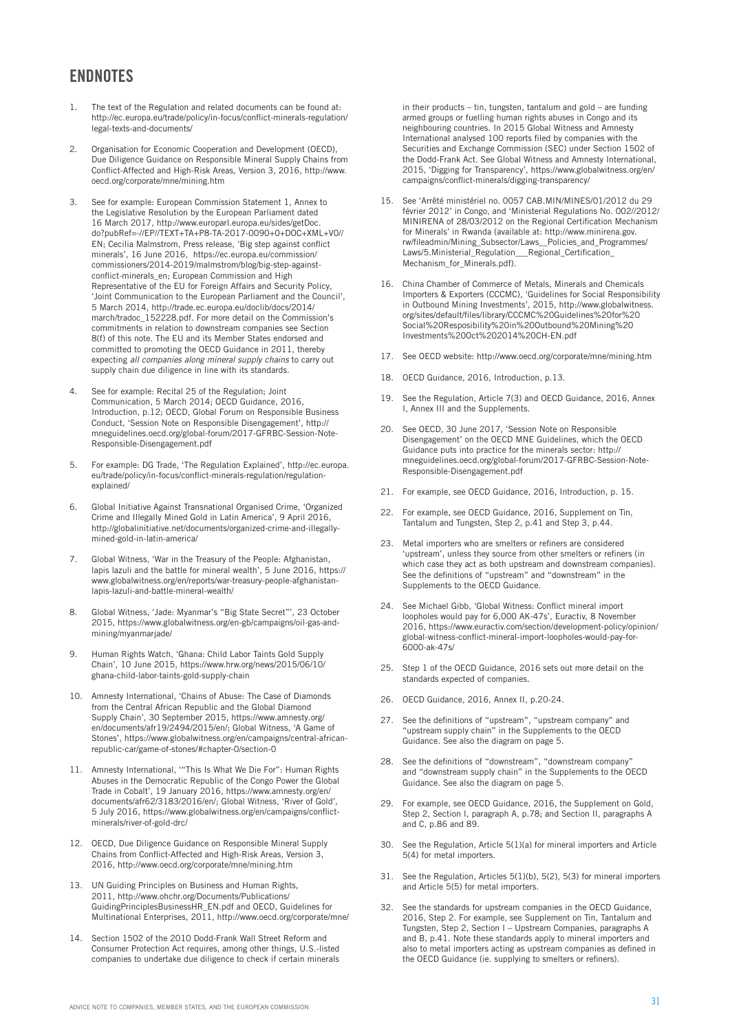# ENDNOTES

1. The text of the Regulation and related documents can be found at: http://ec.europa.eu/trade/policy/in-focus/conflict-minerals-regulation/legal-texts-and-documents/

2. Organisation for Economic Cooperation and Development (OECD), Due Diligence Guidance on Responsible Mineral Supply Chains from Conflict-Affected and High-Risk Areas, Version 3, 2016, http://www.oecd.org/corporate/mne/mining.htm

3. See for example: European Commission Statement 1, Annex to the Legislative Resolution by the European Parliament dated 16 March 2017, http://www.europarl.europa.eu/sides/getDoc.do?pubRef=-//EP//TEXT+TA+P8-TA-2017-0090+0+DOC+XML+V0//EN; Cecilia Malmstrom, Press release, 'Big step against conflict minerals', 16 June 2016, https://ec.europa.eu/commission/commissioners/2014-2019/malmstrom/blog/big-step-against-conflict-minerals_en; European Commission and High Representative of the EU for Foreign Affairs and Security Policy, 'Joint Communication to the European Parliament and the Council', 5 March 2014, http://trade.ec.europa.eu/doclib/docs/2014/march/tradoc_152228.pdf. For more detail on the Commission's commitments in relation to downstream companies see Section 8(f) of this note. The EU and its Member States endorsed and committed to promoting the OECD Guidance in 2011, thereby expecting *all companies along mineral supply chains* to carry out supply chain due diligence in line with its standards.

4. See for example: Recital 25 of the Regulation; Joint Communication, 5 March 2014; OECD Guidance, 2016, Introduction, p.12; OECD, Global Forum on Responsible Business Conduct, 'Session Note on Responsible Disengagement', http://mneguidelines.oecd.org/global-forum/2017-GFRBC-Session-Note-Responsible-Disengagement.pdf

5. For example: DG Trade, 'The Regulation Explained', http://ec.europa.eu/trade/policy/in-focus/conflict-minerals-regulation/regulation-explained/

6. Global Initiative Against Transnational Organised Crime, 'Organized Crime and Illegally Mined Gold in Latin America', 9 April 2016, http://globalinitiative.net/documents/organized-crime-and-illegally-mined-gold-in-latin-america/

7. Global Witness, 'War in the Treasury of the People: Afghanistan, lapis lazuli and the battle for mineral wealth', 5 June 2016, https://www.globalwitness.org/en/reports/war-treasury-people-afghanistan-lapis-lazuli-and-battle-mineral-wealth/

8. Global Witness, 'Jade: Myanmar's "Big State Secret"', 23 October 2015, https://www.globalwitness.org/en-gb/campaigns/oil-gas-and-mining/myanmarjade/

9. Human Rights Watch, 'Ghana: Child Labor Taints Gold Supply Chain', 10 June 2015, https://www.hrw.org/news/2015/06/10/ghana-child-labor-taints-gold-supply-chain

10. Amnesty International, 'Chains of Abuse: The Case of Diamonds from the Central African Republic and the Global Diamond Supply Chain', 30 September 2015, https://www.amnesty.org/en/documents/afr19/2494/2015/en/; Global Witness, 'A Game of Stones', https://www.globalwitness.org/en/campaigns/central-african-republic-car/game-of-stones/#chapter-0/section-0

11. Amnesty International, '"This Is What We Die For": Human Rights Abuses in the Democratic Republic of the Congo Power the Global Trade in Cobalt', 19 January 2016, https://www.amnesty.org/en/documents/afr62/3183/2016/en/; Global Witness, 'River of Gold', 5 July 2016, https://www.globalwitness.org/en/campaigns/conflict-minerals/river-of-gold-drc/

12. OECD, Due Diligence Guidance on Responsible Mineral Supply Chains from Conflict-Affected and High-Risk Areas, Version 3, 2016, http://www.oecd.org/corporate/mne/mining.htm

13. UN Guiding Principles on Business and Human Rights, 2011, http://www.ohchr.org/Documents/Publications/GuidingPrinciplesBusinessHR_EN.pdf and OECD, Guidelines for Multinational Enterprises, 2011, http://www.oecd.org/corporate/mne/

14. Section 1502 of the 2010 Dodd-Frank Wall Street Reform and Consumer Protection Act requires, among other things, U.S.-listed companies to undertake due diligence to check if certain minerals in their products – tin, tungsten, tantalum and gold – are funding armed groups or fuelling human rights abuses in Congo and its neighbouring countries. In 2015 Global Witness and Amnesty International analysed 100 reports filed by companies with the Securities and Exchange Commission (SEC) under Section 1502 of the Dodd-Frank Act. See Global Witness and Amnesty International, 2015, 'Digging for Transparency', https://www.globalwitness.org/en/campaigns/conflict-minerals/digging-transparency/

15. See 'Arrêté ministériel no. 0057 CAB.MIN/MINES/01/2012 du 29 février 2012' in Congo, and 'Ministerial Regulations No. 002//2012/MINIRENA of 28/03/2012 on the Regional Certification Mechanism for Minerals' in Rwanda (available at: http://www.minirena.gov.rw/fileadmin/Mining_Subsector/Laws__Policies_and_Programmes/Laws/5.Ministerial_Regulation___Regional_Certification_Mechanism_for_Minerals.pdf).

16. China Chamber of Commerce of Metals, Minerals and Chemicals Importers & Exporters (CCCMC), 'Guidelines for Social Responsibility in Outbound Mining Investments', 2015, http://www.globalwitness.org/sites/default/files/library/CCCMC%20Guidelines%20for%20Social%20Resposibility%20in%20Outbound%20Mining%20Investments%20Oct%202014%20CH-EN.pdf

17. See OECD website: http://www.oecd.org/corporate/mne/mining.htm

18. OECD Guidance, 2016, Introduction, p.13.

19. See the Regulation, Article 7(3) and OECD Guidance, 2016, Annex I, Annex III and the Supplements.

20. See OECD, 30 June 2017, 'Session Note on Responsible Disengagement' on the OECD MNE Guidelines, which the OECD Guidance puts into practice for the minerals sector: http://mneguidelines.oecd.org/global-forum/2017-GFRBC-Session-Note-Responsible-Disengagement.pdf

21. For example, see OECD Guidance, 2016, Introduction, p. 15.

22. For example, see OECD Guidance, 2016, Supplement on Tin, Tantalum and Tungsten, Step 2, p.41 and Step 3, p.44.

23. Metal importers who are smelters or refiners are considered 'upstream', unless they source from other smelters or refiners (in which case they act as both upstream and downstream companies). See the definitions of "upstream" and "downstream" in the Supplements to the OECD Guidance.

24. See Michael Gibb, 'Global Witness: Conflict mineral import loopholes would pay for 6,000 AK-47s', Euractiv, 8 November 2016, https://www.euractiv.com/section/development-policy/opinion/global-witness-conflict-mineral-import-loopholes-would-pay-for-6000-ak-47s/

25. Step 1 of the OECD Guidance, 2016 sets out more detail on the standards expected of companies.

26. OECD Guidance, 2016, Annex II, p.20-24.

27. See the definitions of "upstream", "upstream company" and "upstream supply chain" in the Supplements to the OECD Guidance. See also the diagram on page 5.

28. See the definitions of "downstream", "downstream company" and "downstream supply chain" in the Supplements to the OECD Guidance. See also the diagram on page 5.

29. For example, see OECD Guidance, 2016, the Supplement on Gold, Step 2, Section I, paragraph A, p.78; and Section II, paragraphs A and C, p.86 and 89.

30. See the Regulation, Article 5(1)(a) for mineral importers and Article 5(4) for metal importers.

31. See the Regulation, Articles 5(1)(b), 5(2), 5(3) for mineral importers and Article 5(5) for metal importers.

32. See the standards for upstream companies in the OECD Guidance, 2016, Step 2. For example, see Supplement on Tin, Tantalum and Tungsten, Step 2, Section I – Upstream Companies, paragraphs A and B, p.41. Note these standards apply to mineral importers and also to metal importers acting as upstream companies as defined in the OECD Guidance (ie. supplying to smelters or refiners).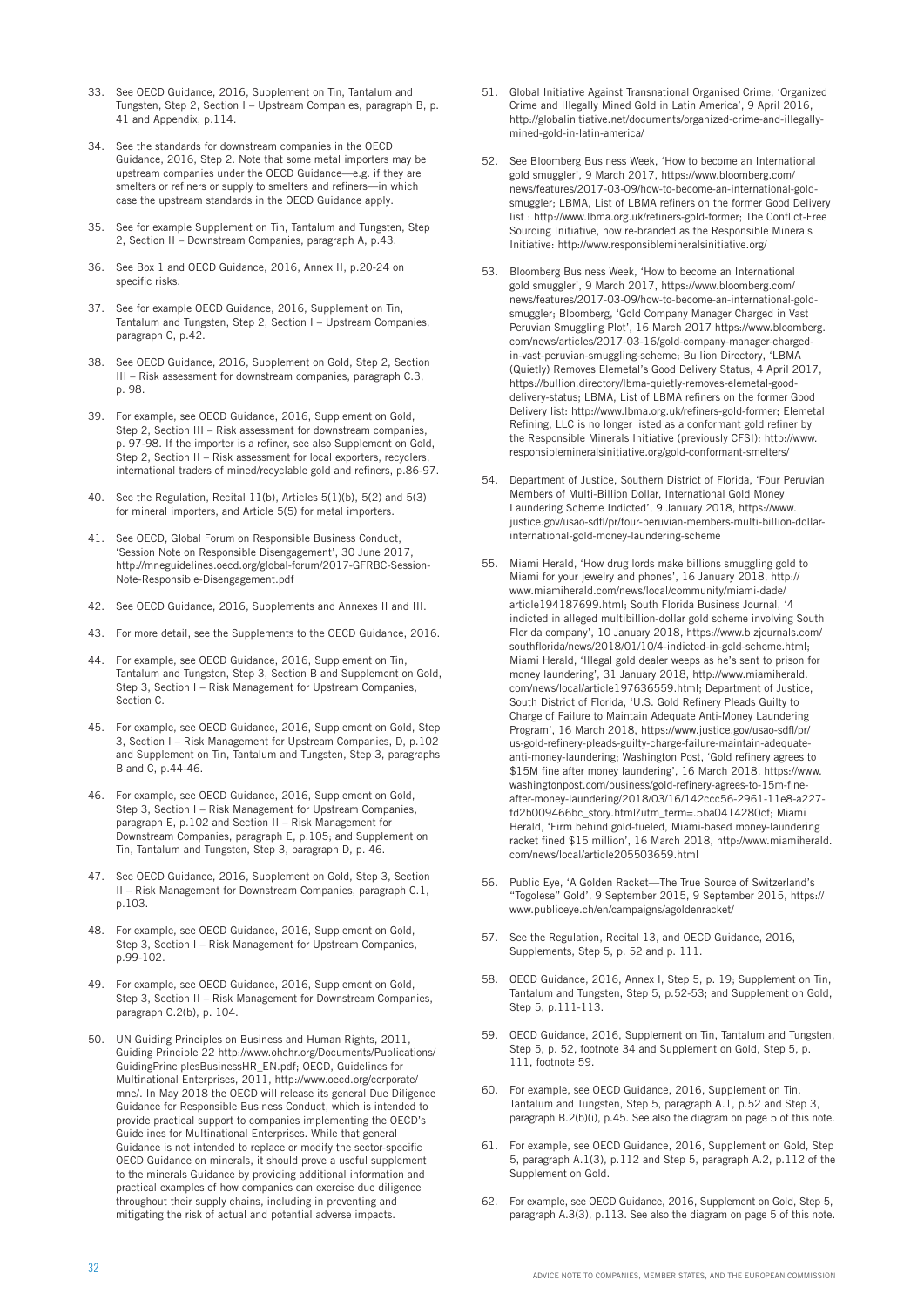33. See OECD Guidance, 2016, Supplement on Tin, Tantalum and Tungsten, Step 2, Section I – Upstream Companies, paragraph B, p. 41 and Appendix, p.114.

34. See the standards for downstream companies in the OECD Guidance, 2016, Step 2. Note that some metal importers may be upstream companies under the OECD Guidance—e.g. if they are smelters or refiners or supply to smelters and refiners—in which case the upstream standards in the OECD Guidance apply.

35. See for example Supplement on Tin, Tantalum and Tungsten, Step 2, Section II – Downstream Companies, paragraph A, p.43.

36. See Box 1 and OECD Guidance, 2016, Annex II, p.20-24 on specific risks.

37. See for example OECD Guidance, 2016, Supplement on Tin, Tantalum and Tungsten, Step 2, Section I – Upstream Companies, paragraph C, p.42.

38. See OECD Guidance, 2016, Supplement on Gold, Step 2, Section III – Risk assessment for downstream companies, paragraph C.3, p. 98.

39. For example, see OECD Guidance, 2016, Supplement on Gold, Step 2, Section III – Risk assessment for downstream companies, p. 97-98. If the importer is a refiner, see also Supplement on Gold, Step 2, Section II – Risk assessment for local exporters, recyclers, international traders of mined/recyclable gold and refiners, p.86-97.

40. See the Regulation, Recital 11(b), Articles 5(1)(b), 5(2) and 5(3) for mineral importers, and Article 5(5) for metal importers.

41. See OECD, Global Forum on Responsible Business Conduct, 'Session Note on Responsible Disengagement', 30 June 2017, http://mneguidelines.oecd.org/global-forum/2017-GFRBC-Session-Note-Responsible-Disengagement.pdf

42. See OECD Guidance, 2016, Supplements and Annexes II and III.

43. For more detail, see the Supplements to the OECD Guidance, 2016.

44. For example, see OECD Guidance, 2016, Supplement on Tin, Tantalum and Tungsten, Step 3, Section B and Supplement on Gold, Step 3, Section I – Risk Management for Upstream Companies, Section C.

45. For example, see OECD Guidance, 2016, Supplement on Gold, Step 3, Section I – Risk Management for Upstream Companies, D, p.102 and Supplement on Tin, Tantalum and Tungsten, Step 3, paragraphs B and C, p.44-46.

46. For example, see OECD Guidance, 2016, Supplement on Gold, Step 3, Section I – Risk Management for Upstream Companies, paragraph E, p.102 and Section II – Risk Management for Downstream Companies, paragraph E, p.105; and Supplement on Tin, Tantalum and Tungsten, Step 3, paragraph D, p. 46.

47. See OECD Guidance, 2016, Supplement on Gold, Step 3, Section II – Risk Management for Downstream Companies, paragraph C.1, p.103.

48. For example, see OECD Guidance, 2016, Supplement on Gold, Step 3, Section I – Risk Management for Upstream Companies, p.99-102.

49. For example, see OECD Guidance, 2016, Supplement on Gold, Step 3, Section II – Risk Management for Downstream Companies, paragraph C.2(b), p. 104.

50. UN Guiding Principles on Business and Human Rights, 2011, Guiding Principle 22 http://www.ohchr.org/Documents/Publications/GuidingPrinciplesBusinessHR_EN.pdf; OECD, Guidelines for Multinational Enterprises, 2011, http://www.oecd.org/corporate/mne/. In May 2018 the OECD will release its general Due Diligence Guidance for Responsible Business Conduct, which is intended to provide practical support to companies implementing the OECD's Guidelines for Multinational Enterprises. While that general Guidance is not intended to replace or modify the sector-specific OECD Guidance on minerals, it should prove a useful supplement to the minerals Guidance by providing additional information and practical examples of how companies can exercise due diligence throughout their supply chains, including in preventing and mitigating the risk of actual and potential adverse impacts.

51. Global Initiative Against Transnational Organised Crime, 'Organized Crime and Illegally Mined Gold in Latin America', 9 April 2016, http://globalinitiative.net/documents/organized-crime-and-illegally-mined-gold-in-latin-america/

52. See Bloomberg Business Week, 'How to become an International gold smuggler', 9 March 2017, https://www.bloomberg.com/news/features/2017-03-09/how-to-become-an-international-gold-smuggler; LBMA, List of LBMA refiners on the former Good Delivery list : http://www.lbma.org.uk/refiners-gold-former; The Conflict-Free Sourcing Initiative, now re-branded as the Responsible Minerals Initiative: http://www.responsiblemineralsinitiative.org/

53. Bloomberg Business Week, 'How to become an International gold smuggler', 9 March 2017, https://www.bloomberg.com/news/features/2017-03-09/how-to-become-an-international-gold-smuggler; Bloomberg, 'Gold Company Manager Charged in Vast Peruvian Smuggling Plot', 16 March 2017 https://www.bloomberg.com/news/articles/2017-03-16/gold-company-manager-charged-in-vast-peruvian-smuggling-scheme; Bullion Directory, 'LBMA (Quietly) Removes Elemetal's Good Delivery Status, 4 April 2017, https://bullion.directory/lbma-quietly-removes-elemetal-good-delivery-status; LBMA, List of LBMA refiners on the former Good Delivery list: http://www.lbma.org.uk/refiners-gold-former; Elemetal Refining, LLC is no longer listed as a conformant gold refiner by the Responsible Minerals Initiative (previously CFSI): http://www.responsiblemineralsinitiative.org/gold-conformant-smelters/

54. Department of Justice, Southern District of Florida, 'Four Peruvian Members of Multi-Billion Dollar, International Gold Money Laundering Scheme Indicted', 9 January 2018, https://www.justice.gov/usao-sdfl/pr/four-peruvian-members-multi-billion-dollar-international-gold-money-laundering-scheme

55. Miami Herald, 'How drug lords make billions smuggling gold to Miami for your jewelry and phones', 16 January 2018, http://www.miamiherald.com/news/local/community/miami-dade/article194187699.html; South Florida Business Journal, '4 indicted in alleged multibillion-dollar gold scheme involving South Florida company', 10 January 2018, https://www.bizjournals.com/southflorida/news/2018/01/10/4-indicted-in-gold-scheme.html; Miami Herald, 'Illegal gold dealer weeps as he's sent to prison for money laundering', 31 January 2018, http://www.miamiherald.com/news/local/article197636559.html; Department of Justice, South District of Florida, 'U.S. Gold Refinery Pleads Guilty to Charge of Failure to Maintain Adequate Anti-Money Laundering Program', 16 March 2018, https://www.justice.gov/usao-sdfl/pr/us-gold-refinery-pleads-guilty-charge-failure-maintain-adequate-anti-money-laundering; Washington Post, 'Gold refinery agrees to $15M fine after money laundering', 16 March 2018, https://www.washingtonpost.com/business/gold-refinery-agrees-to-15m-fine-after-money-laundering/2018/03/16/142ccc56-2961-11e8-a227-fd2b009466bc_story.html?utm_term=.5ba0414280cf; Miami Herald, 'Firm behind gold-fueled, Miami-based money-laundering racket fined $15 million', 16 March 2018, http://www.miamiherald.com/news/local/article205503659.html

56. Public Eye, 'A Golden Racket—The True Source of Switzerland's "Togolese" Gold', 9 September 2015, 9 September 2015, https://www.publiceye.ch/en/campaigns/agoldenracket/

57. See the Regulation, Recital 13, and OECD Guidance, 2016, Supplements, Step 5, p. 52 and p. 111.

58. OECD Guidance, 2016, Annex I, Step 5, p. 19; Supplement on Tin, Tantalum and Tungsten, Step 5, p.52-53; and Supplement on Gold, Step 5, p.111-113.

59. OECD Guidance, 2016, Supplement on Tin, Tantalum and Tungsten, Step 5, p. 52, footnote 34 and Supplement on Gold, Step 5, p. 111, footnote 59.

60. For example, see OECD Guidance, 2016, Supplement on Tin, Tantalum and Tungsten, Step 5, paragraph A.1, p.52 and Step 3, paragraph B.2(b)(i), p.45. See also the diagram on page 5 of this note.

61. For example, see OECD Guidance, 2016, Supplement on Gold, Step 5, paragraph A.1(3), p.112 and Step 5, paragraph A.2, p.112 of the Supplement on Gold.

62. For example, see OECD Guidance, 2016, Supplement on Gold, Step 5, paragraph A.3(3), p.113. See also the diagram on page 5 of this note.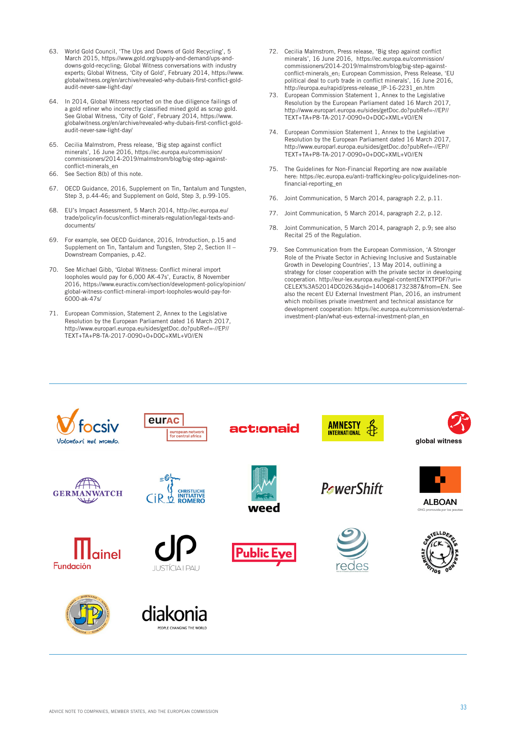63. World Gold Council, 'The Ups and Downs of Gold Recycling', 5 March 2015, https://www.gold.org/supply-and-demand/ups-and-downs-gold-recycling; Global Witness conversations with industry experts; Global Witness, 'City of Gold', February 2014, https://www.globalwitness.org/en/archive/revealed-why-dubais-first-conflict-gold-audit-never-saw-light-day/

64. In 2014, Global Witness reported on the due diligence failings of a gold refiner who incorrectly classified mined gold as scrap gold. See Global Witness, 'City of Gold', February 2014, https://www.globalwitness.org/en/archive/revealed-why-dubais-first-conflict-gold-audit-never-saw-light-day/

65. Cecilia Malmstrom, Press release, 'Big step against conflict minerals', 16 June 2016, https://ec.europa.eu/commission/commissioners/2014-2019/malmstrom/blog/big-step-against-conflict-minerals_en

66. See Section 8(b) of this note.

67. OECD Guidance, 2016, Supplement on Tin, Tantalum and Tungsten, Step 3, p.44-46; and Supplement on Gold, Step 3, p.99-105.

68. EU's Impact Assessment, 5 March 2014, http://ec.europa.eu/trade/policy/in-focus/conflict-minerals-regulation/legal-texts-and-documents/

69. For example, see OECD Guidance, 2016, Introduction, p.15 and Supplement on Tin, Tantalum and Tungsten, Step 2, Section II – Downstream Companies, p.42.

70. See Michael Gibb, 'Global Witness: Conflict mineral import loopholes would pay for 6,000 AK-47s', Euractiv, 8 November 2016, https://www.euractiv.com/section/development-policy/opinion/global-witness-conflict-mineral-import-loopholes-would-pay-for-6000-ak-47s/

71. European Commission, Statement 2, Annex to the Legislative Resolution by the European Parliament dated 16 March 2017, http://www.europarl.europa.eu/sides/getDoc.do?pubRef=-//EP//TEXT+TA+P8-TA-2017-0090+0+DOC+XML+V0//EN

72. Cecilia Malmstrom, Press release, 'Big step against conflict minerals', 16 June 2016, https://ec.europa.eu/commission/commissioners/2014-2019/malmstrom/blog/big-step-against-conflict-minerals_en; European Commission, Press Release, 'EU political deal to curb trade in conflict minerals', 16 June 2016, http://europa.eu/rapid/press-release_IP-16-2231_en.htm

73. European Commission Statement 1, Annex to the Legislative Resolution by the European Parliament dated 16 March 2017, http://www.europarl.europa.eu/sides/getDoc.do?pubRef=-//EP//TEXT+TA+P8-TA-2017-0090+0+DOC+XML+V0//EN

74. European Commission Statement 1, Annex to the Legislative Resolution by the European Parliament dated 16 March 2017, http://www.europarl.europa.eu/sides/getDoc.do?pubRef=-//EP//TEXT+TA+P8-TA-2017-0090+0+DOC+XML+V0//EN

75. The Guidelines for Non-Financial Reporting are now available here: https://ec.europa.eu/anti-trafficking/eu-policy/guidelines-non-financial-reporting_en

76. Joint Communication, 5 March 2014, paragraph 2.2, p.11.

77. Joint Communication, 5 March 2014, paragraph 2.2, p.12.

78. Joint Communication, 5 March 2014, paragraph 2, p.9; see also Recital 25 of the Regulation.

79. See Communication from the European Commission, 'A Stronger Role of the Private Sector in Achieving Inclusive and Sustainable Growth in Developing Countries', 13 May 2014, outlining a strategy for closer cooperation with the private sector in developing cooperation. http://eur-lex.europa.eu/legal-contentENTXTPDF/?uri=CELEX%3A52014DC0263&qid=1400681732387&from=EN. See also the recent EU External Investment Plan, 2016, an instrument which mobilises private investment and technical assistance for development cooperation: https://ec.europa.eu/commission/external-investment-plan/what-eus-external-investment-plan_en

focsiv Volontari nel mondo · eurac european network for central africa · actionaid · Amnesty International · global witness · Germanwatch · CIR Christliche Initiative Romero · weed · PowerShift · ALBOAN ONG promovida por los jesuitas · Mainel Fundación · JP Justícia i Pau · Public Eye · redes · Solidaritat Castelldefels Kasando · JP · diakonia People changing the world